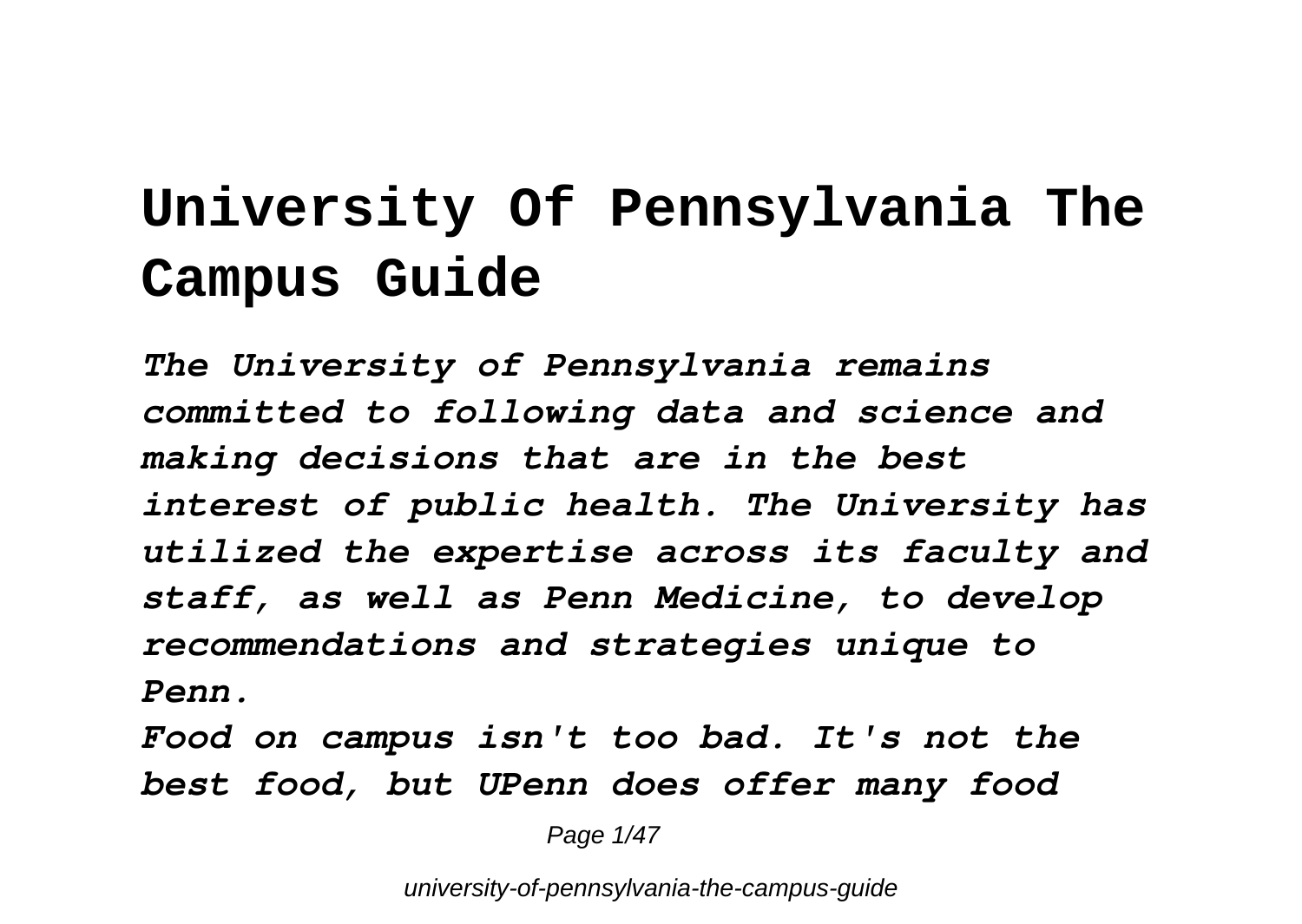# University Of Pennsylvania The Campus Guide

***The University of Pennsylvania remains committed to following data and science and making decisions that are in the best interest of public health. The University has utilized the expertise across its faculty and staff, as well as Penn Medicine, to develop recommendations and strategies unique to Penn.***

***Food on campus isn't too bad. It's not the best food, but UPenn does offer many food***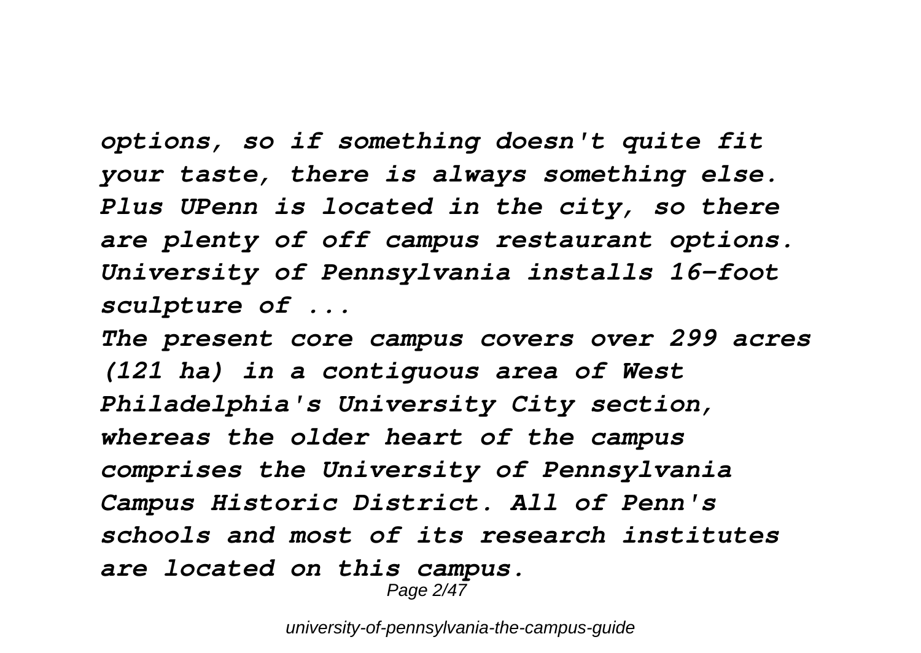*options, so if something doesn't quite fit your taste, there is always something else. Plus UPenn is located in the city, so there are plenty of off campus restaurant options.*
*University of Pennsylvania installs 16-foot sculpture of ...*
*The present core campus covers over 299 acres (121 ha) in a contiguous area of West Philadelphia's University City section, whereas the older heart of the campus comprises the University of Pennsylvania Campus Historic District. All of Penn's schools and most of its research institutes are located on this campus.*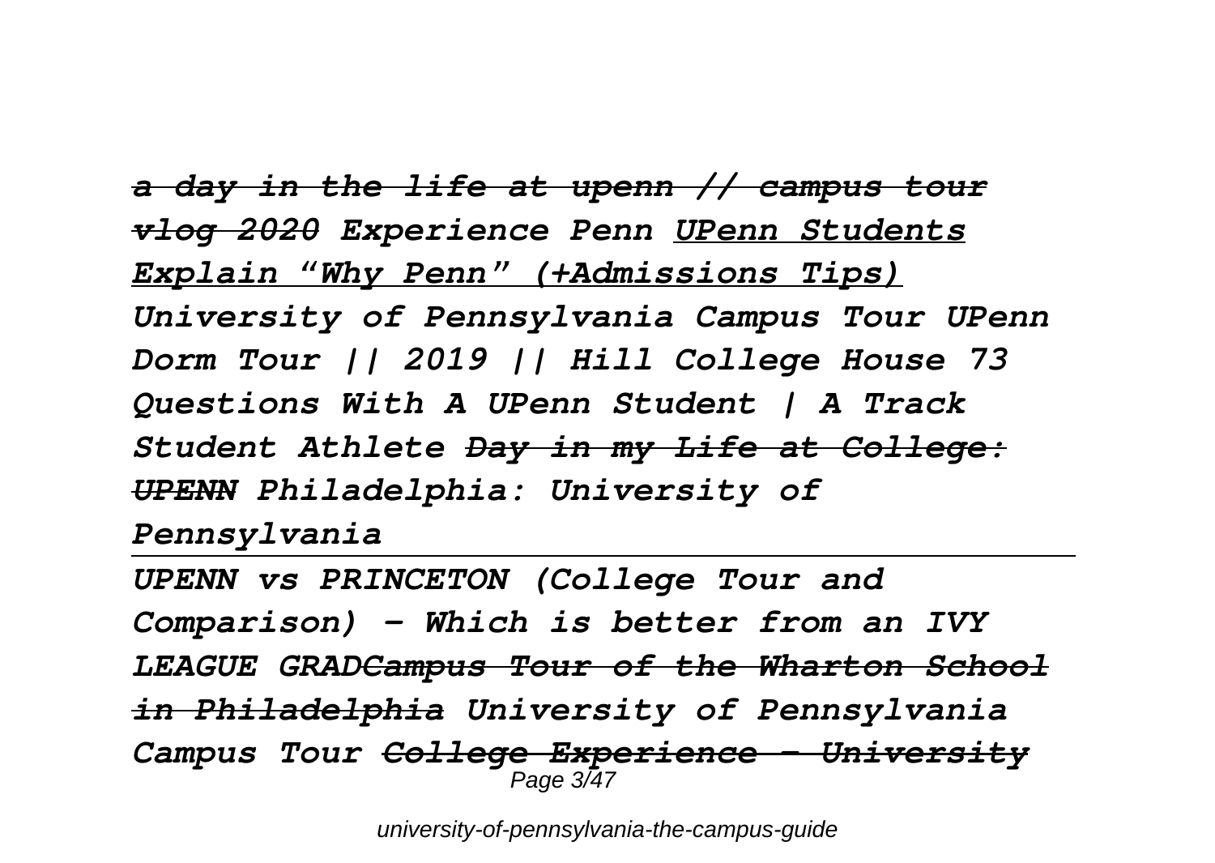***a day in the life at upenn // campus tour vlog 2020*** ***Experience Penn*** ***UPenn Students Explain "Why Penn" (+Admissions Tips)*** ***University of Pennsylvania Campus Tour UPenn Dorm Tour || 2019 || Hill College House 73 Questions With A UPenn Student | A Track Student Athlete*** ***Day in my Life at College: UPENN*** ***Philadelphia: University of Pennsylvania***

---

***UPENN vs PRINCETON (College Tour and Comparison) - Which is better from an IVY LEAGUE GRAD*** ***Campus Tour of the Wharton School in Philadelphia*** ***University of Pennsylvania Campus Tour*** ***College Experience - University***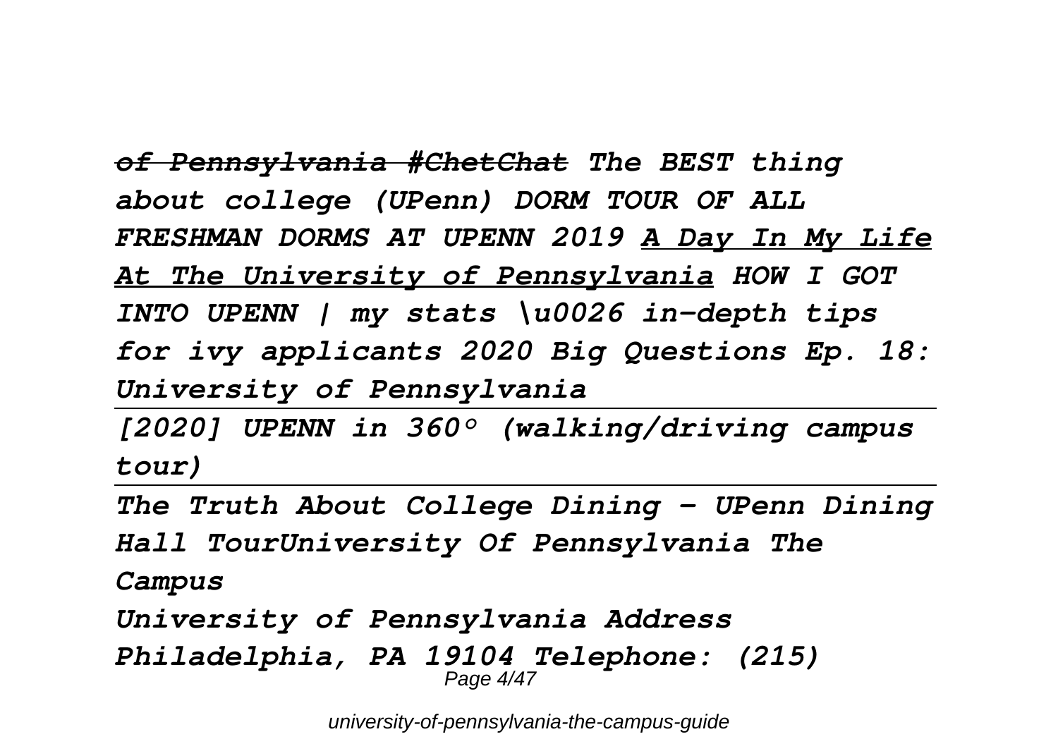*~~of Pennsylvania #ChetChat~~ The BEST thing about college (UPenn) DORM TOUR OF ALL FRESHMAN DORMS AT UPENN 2019 <u>A Day In My Life At The University of Pennsylvania</u> HOW I GOT INTO UPENN | my stats \u0026 in-depth tips for ivy applicants 2020 Big Questions Ep. 18: University of Pennsylvania*

---

*[2020] UPENN in 360° (walking/driving campus tour)*

---

*The Truth About College Dining - UPenn Dining Hall TourUniversity Of Pennsylvania The Campus*

*University of Pennsylvania Address Philadelphia, PA 19104 Telephone: (215)*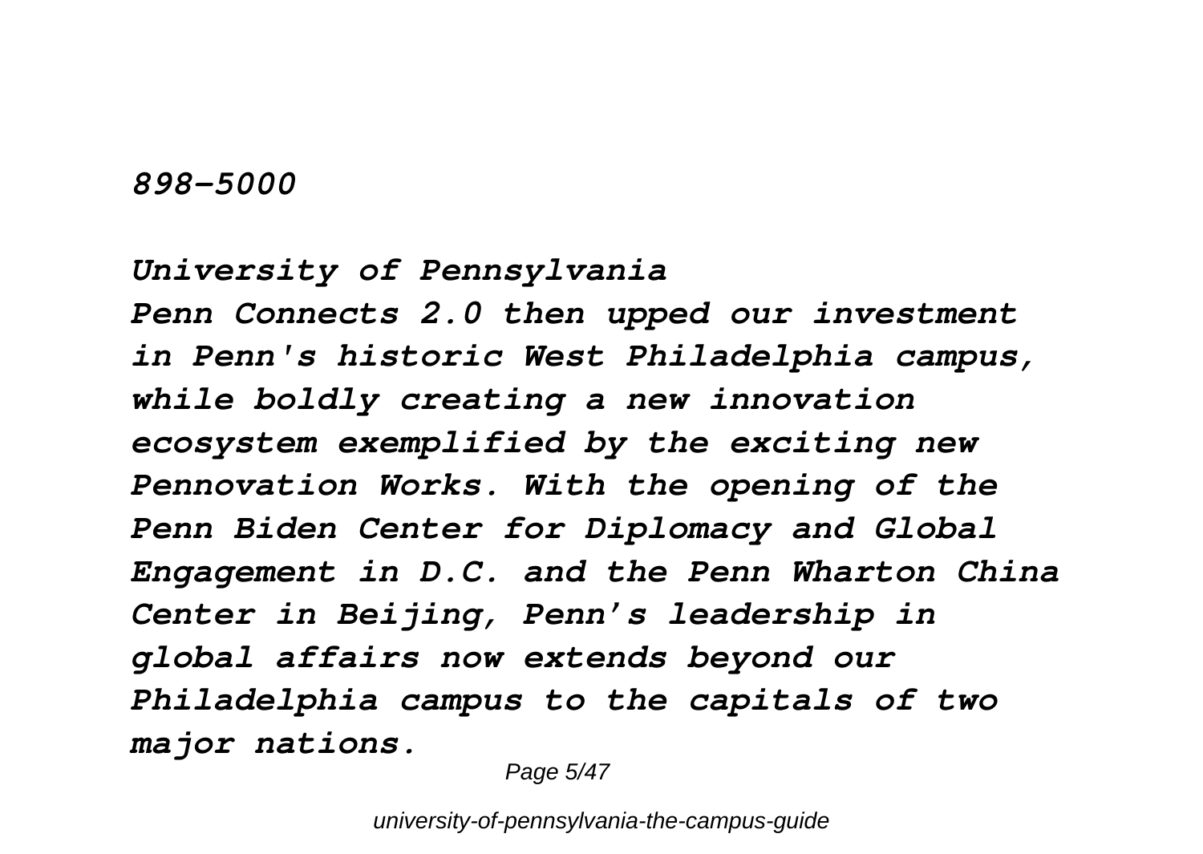*898-5000*

*University of Pennsylvania*
*Penn Connects 2.0 then upped our investment in Penn's historic West Philadelphia campus, while boldly creating a new innovation ecosystem exemplified by the exciting new Pennovation Works. With the opening of the Penn Biden Center for Diplomacy and Global Engagement in D.C. and the Penn Wharton China Center in Beijing, Penn's leadership in global affairs now extends beyond our Philadelphia campus to the capitals of two major nations.*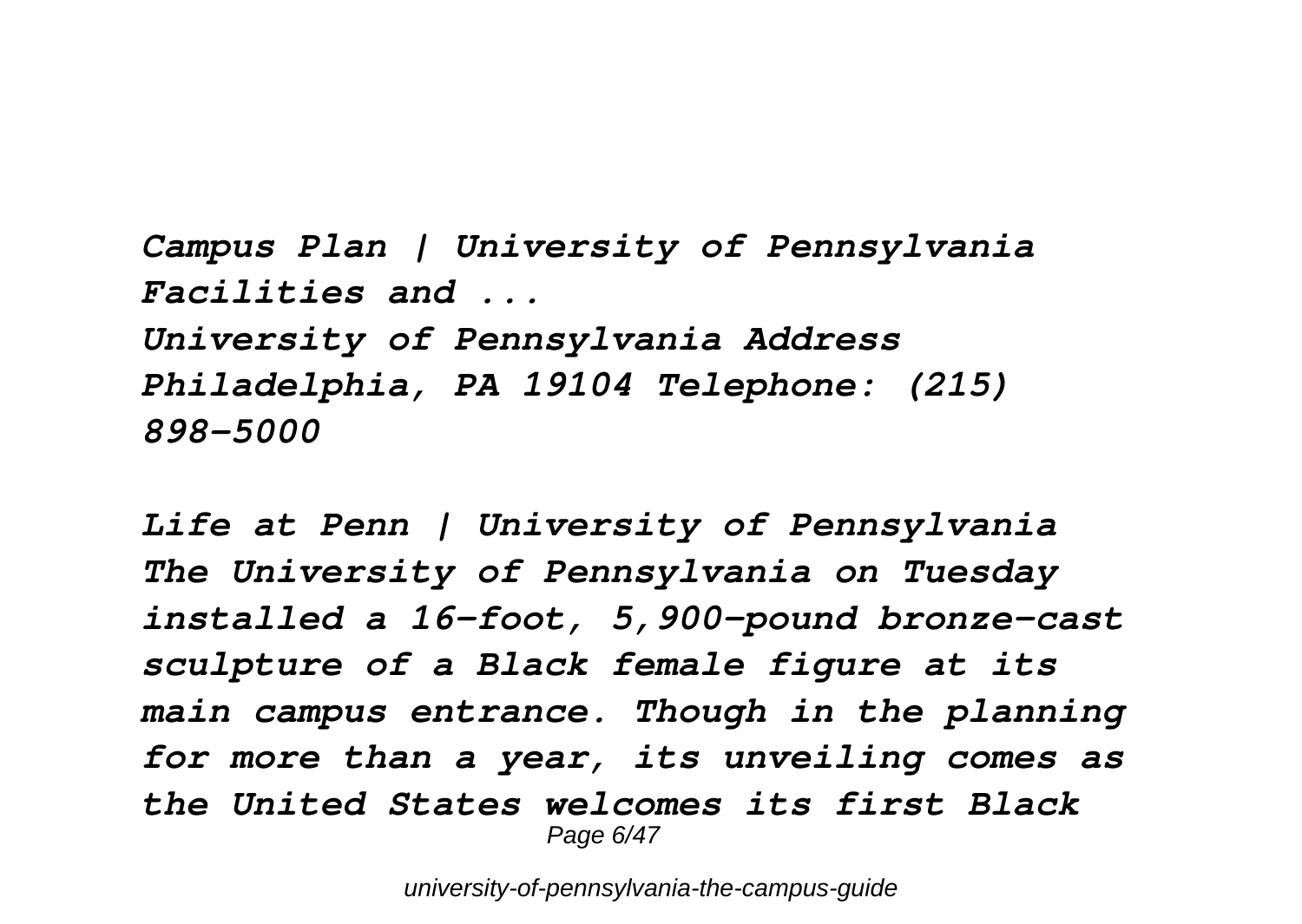*Campus Plan | University of Pennsylvania Facilities and ...*
*University of Pennsylvania Address Philadelphia, PA 19104 Telephone: (215) 898-5000*

*Life at Penn | University of Pennsylvania*
*The University of Pennsylvania on Tuesday installed a 16-foot, 5,900-pound bronze-cast sculpture of a Black female figure at its main campus entrance. Though in the planning for more than a year, its unveiling comes as the United States welcomes its first Black*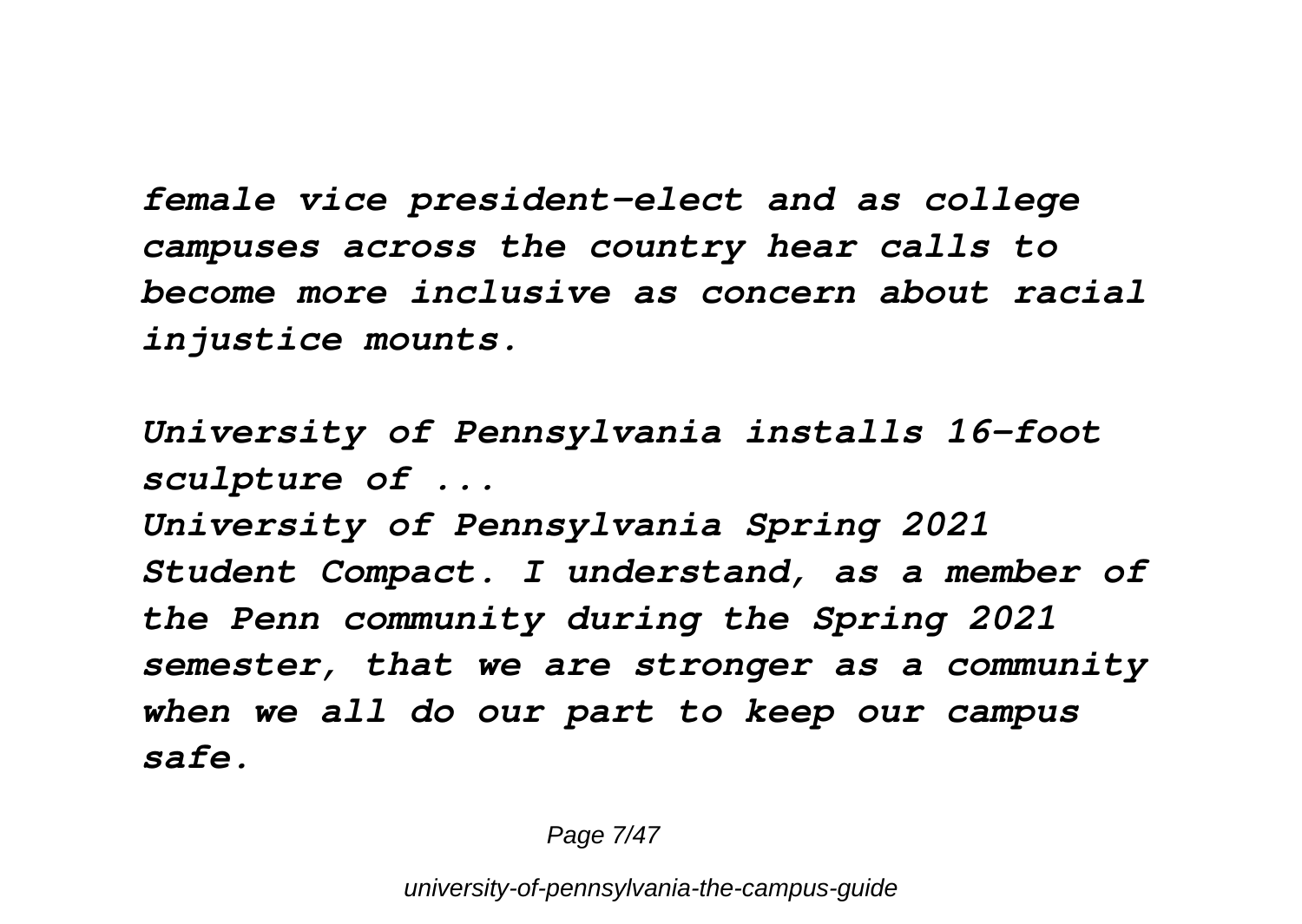*female vice president-elect and as college campuses across the country hear calls to become more inclusive as concern about racial injustice mounts.*

***University of Pennsylvania installs 16-foot sculpture of ...***

*University of Pennsylvania Spring 2021 Student Compact. I understand, as a member of the Penn community during the Spring 2021 semester, that we are stronger as a community when we all do our part to keep our campus safe.*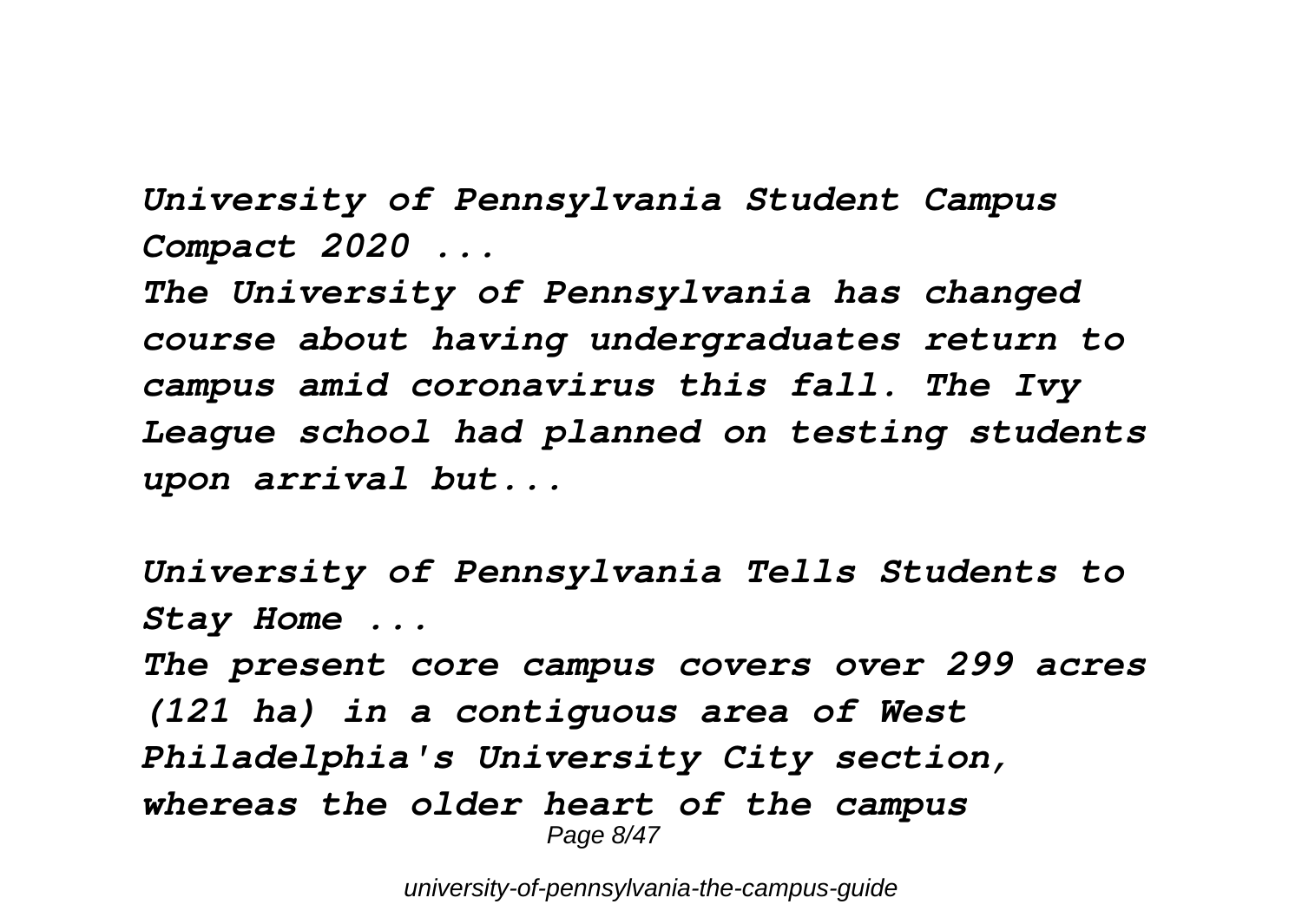*University of Pennsylvania Student Campus Compact 2020 ...*

*The University of Pennsylvania has changed course about having undergraduates return to campus amid coronavirus this fall. The Ivy League school had planned on testing students upon arrival but...*

*University of Pennsylvania Tells Students to Stay Home ...*

*The present core campus covers over 299 acres (121 ha) in a contiguous area of West Philadelphia's University City section, whereas the older heart of the campus*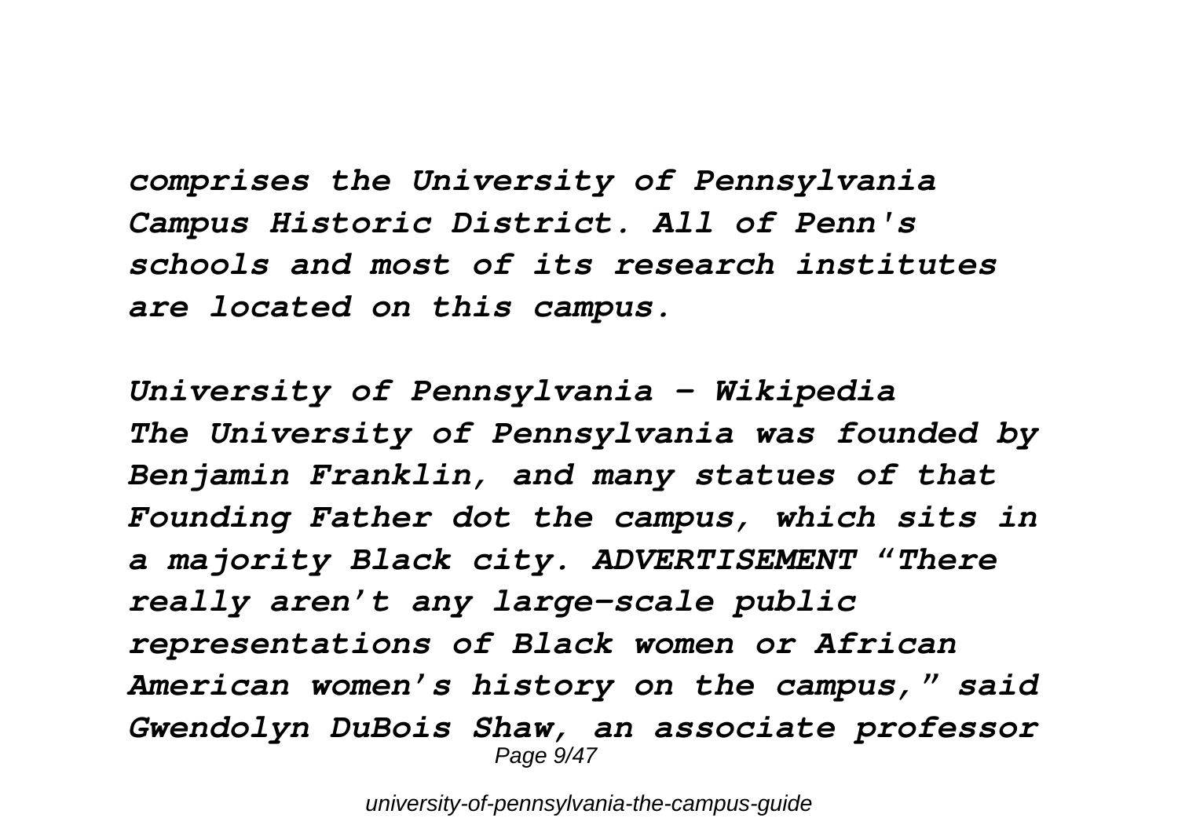*comprises the University of Pennsylvania Campus Historic District. All of Penn's schools and most of its research institutes are located on this campus.*

*University of Pennsylvania - Wikipedia*

*The University of Pennsylvania was founded by Benjamin Franklin, and many statues of that Founding Father dot the campus, which sits in a majority Black city. ADVERTISEMENT "There really aren't any large-scale public representations of Black women or African American women's history on the campus," said Gwendolyn DuBois Shaw, an associate professor*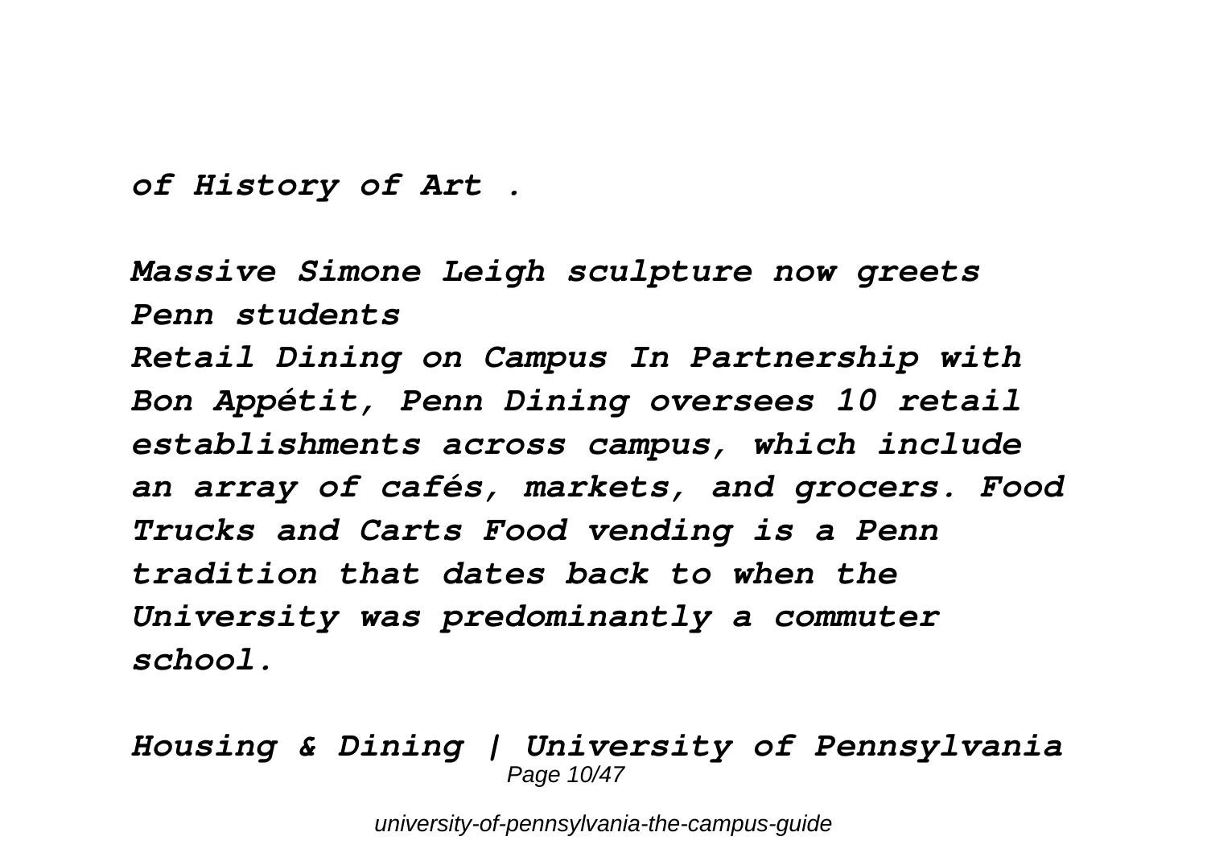*of History of Art .*

***Massive Simone Leigh sculpture now greets Penn students***

***Retail Dining on Campus In Partnership with Bon Appétit, Penn Dining oversees 10 retail establishments across campus, which include an array of cafés, markets, and grocers. Food Trucks and Carts Food vending is a Penn tradition that dates back to when the University was predominantly a commuter school.***

***Housing & Dining | University of Pennsylvania***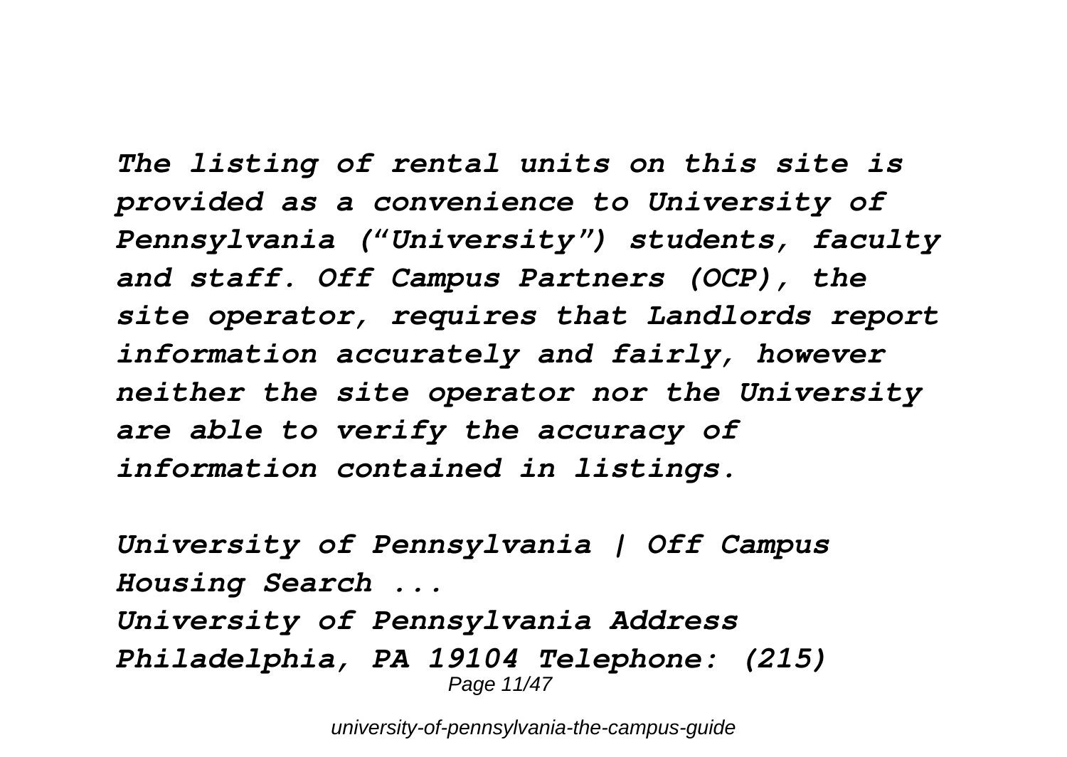*The listing of rental units on this site is provided as a convenience to University of Pennsylvania ("University") students, faculty and staff. Off Campus Partners (OCP), the site operator, requires that Landlords report information accurately and fairly, however neither the site operator nor the University are able to verify the accuracy of information contained in listings.*

*University of Pennsylvania | Off Campus Housing Search ...*
*University of Pennsylvania Address Philadelphia, PA 19104 Telephone: (215)*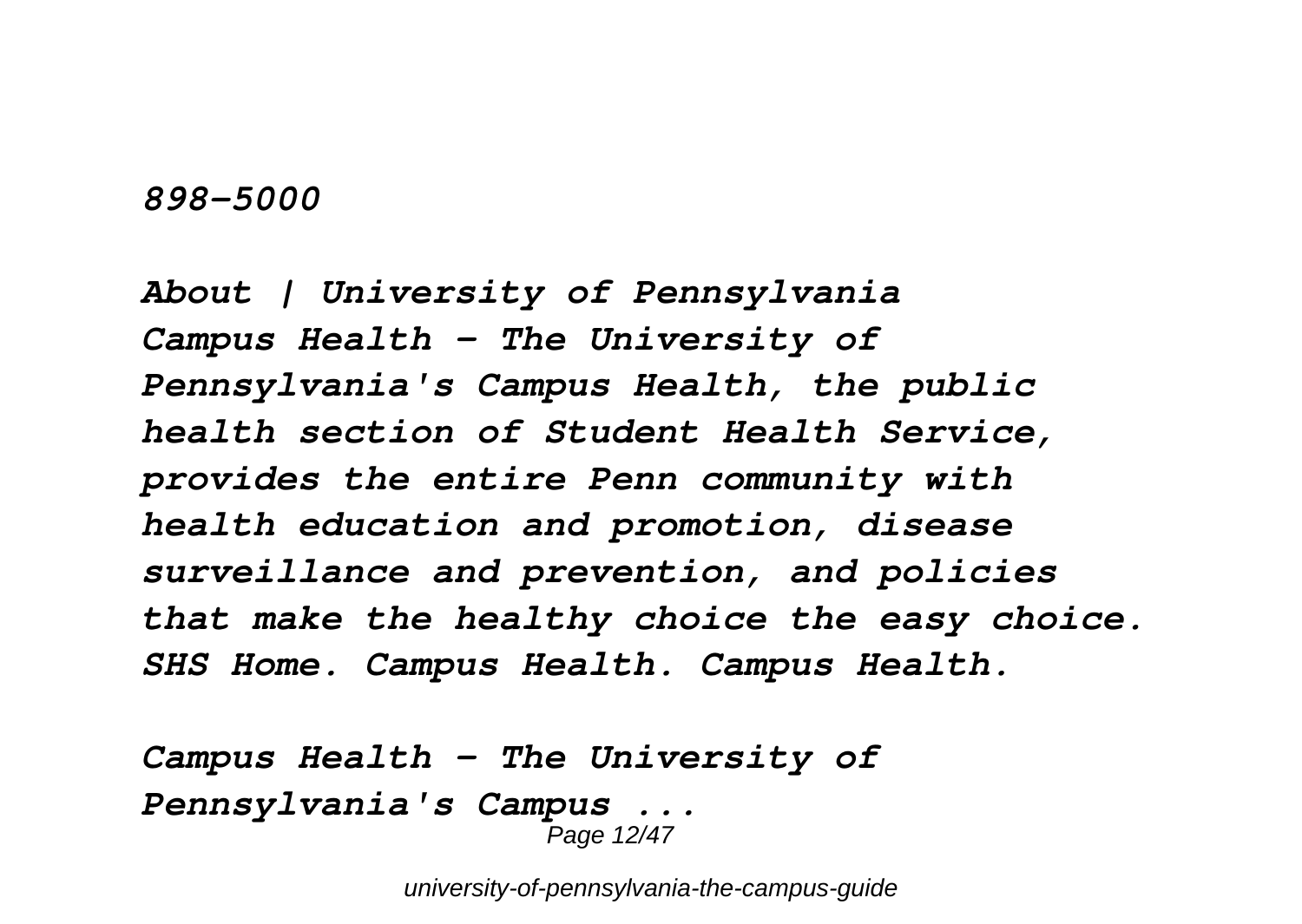*898-5000*

***About | University of Pennsylvania***
***Campus Health - The University of Pennsylvania's Campus Health, the public health section of Student Health Service, provides the entire Penn community with health education and promotion, disease surveillance and prevention, and policies that make the healthy choice the easy choice. SHS Home. Campus Health. Campus Health.***

***Campus Health - The University of Pennsylvania's Campus ...***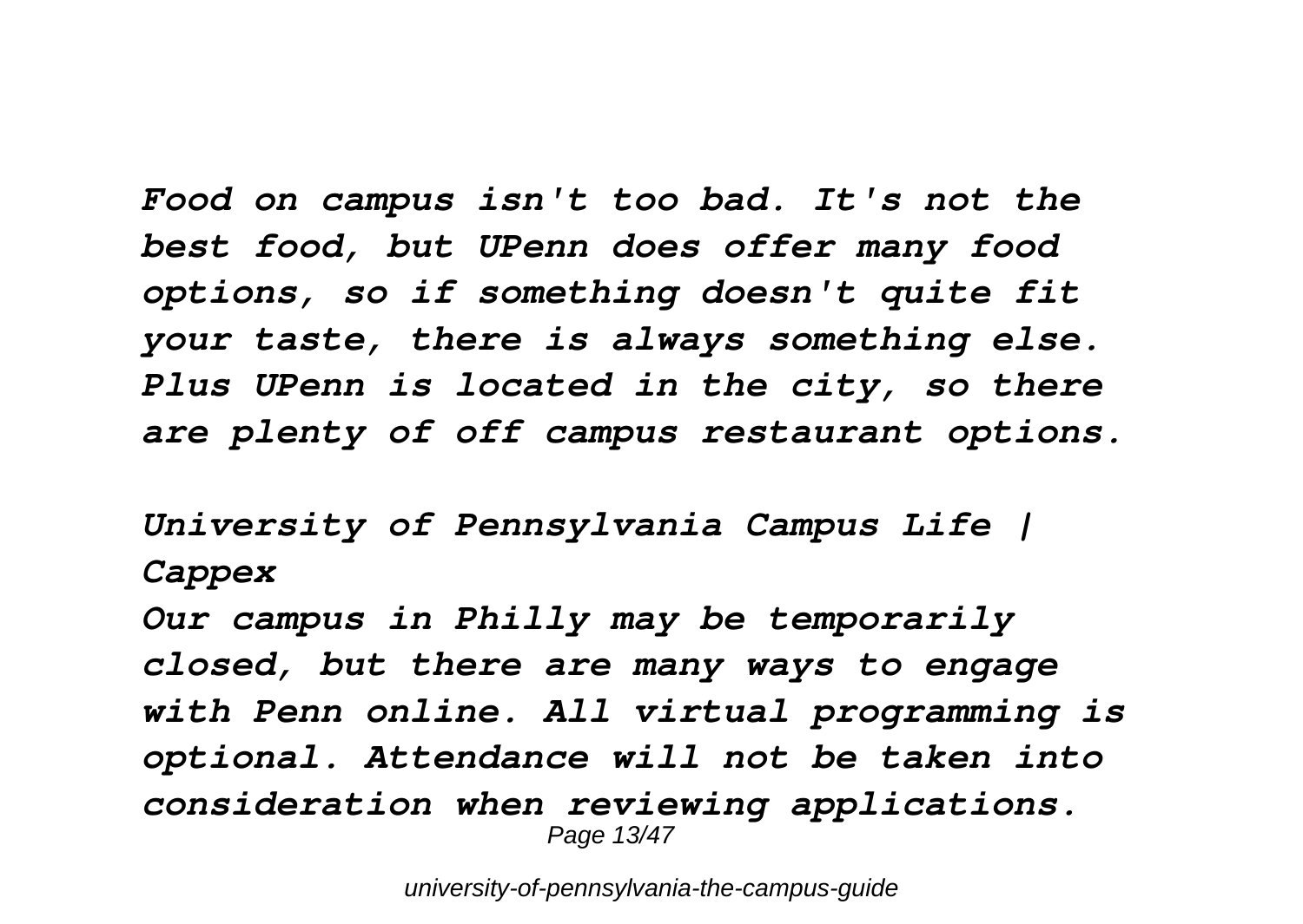*Food on campus isn't too bad. It's not the best food, but UPenn does offer many food options, so if something doesn't quite fit your taste, there is always something else. Plus UPenn is located in the city, so there are plenty of off campus restaurant options.*

*University of Pennsylvania Campus Life | Cappex*

*Our campus in Philly may be temporarily closed, but there are many ways to engage with Penn online. All virtual programming is optional. Attendance will not be taken into consideration when reviewing applications.*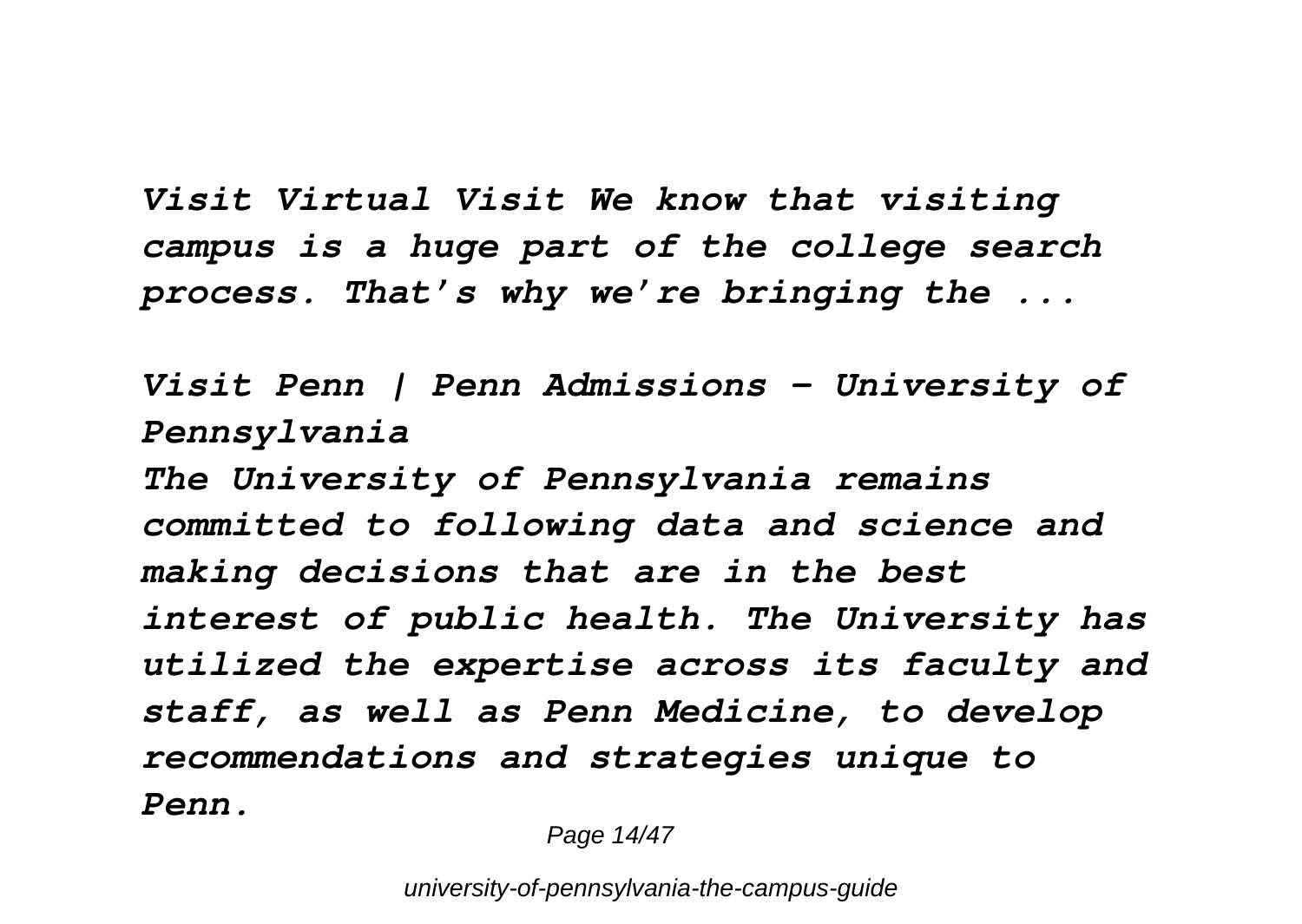*Visit Virtual Visit We know that visiting campus is a huge part of the college search process. That's why we're bringing the ...*

*Visit Penn | Penn Admissions - University of Pennsylvania*

*The University of Pennsylvania remains committed to following data and science and making decisions that are in the best interest of public health. The University has utilized the expertise across its faculty and staff, as well as Penn Medicine, to develop recommendations and strategies unique to Penn.*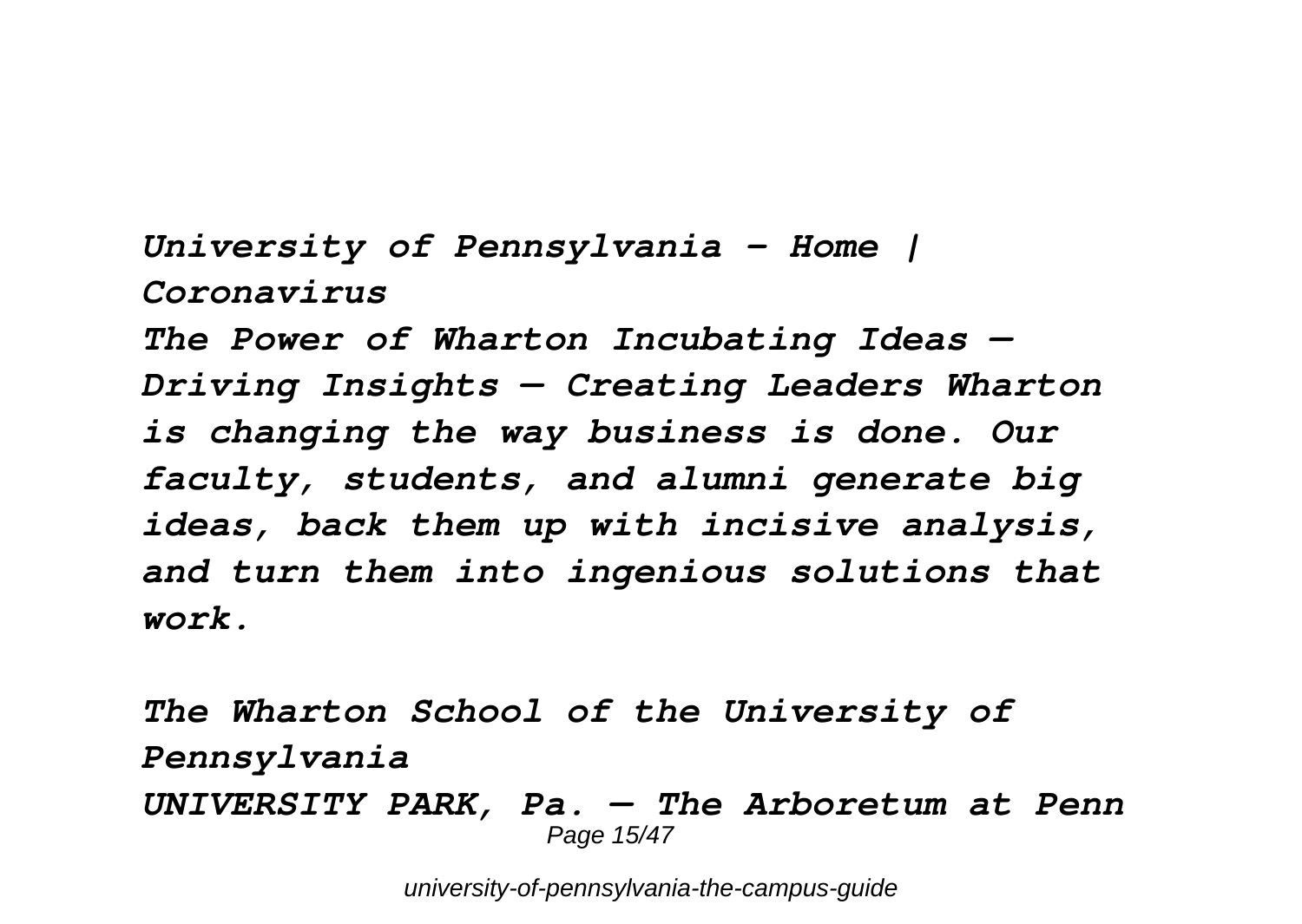*University of Pennsylvania - Home | Coronavirus*

*The Power of Wharton Incubating Ideas — Driving Insights — Creating Leaders Wharton is changing the way business is done. Our faculty, students, and alumni generate big ideas, back them up with incisive analysis, and turn them into ingenious solutions that work.*

*The Wharton School of the University of Pennsylvania*

*UNIVERSITY PARK, Pa. — The Arboretum at Penn*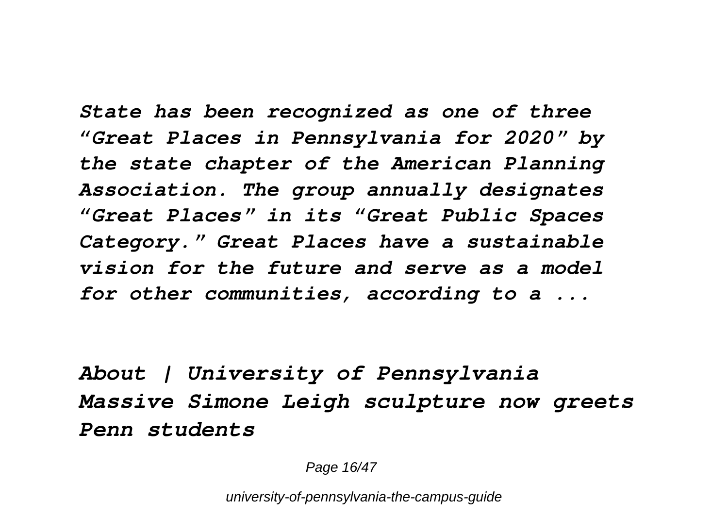*State has been recognized as one of three "Great Places in Pennsylvania for 2020" by the state chapter of the American Planning Association. The group annually designates "Great Places" in its "Great Public Spaces Category." Great Places have a sustainable vision for the future and serve as a model for other communities, according to a ...*

***About | University of Pennsylvania***
***Massive Simone Leigh sculpture now greets Penn students***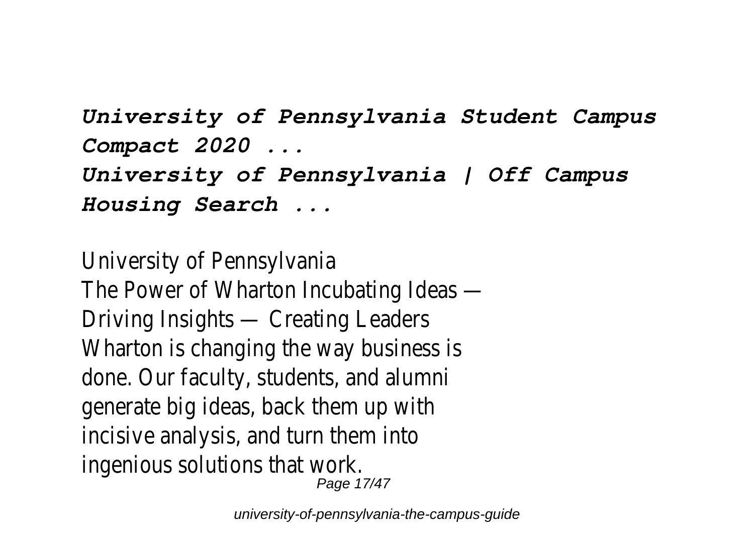***University of Pennsylvania Student Campus Compact 2020 ...***

***University of Pennsylvania | Off Campus Housing Search ...***

University of Pennsylvania
The Power of Wharton Incubating Ideas — Driving Insights — Creating Leaders Wharton is changing the way business is done. Our faculty, students, and alumni generate big ideas, back them up with incisive analysis, and turn them into ingenious solutions that work.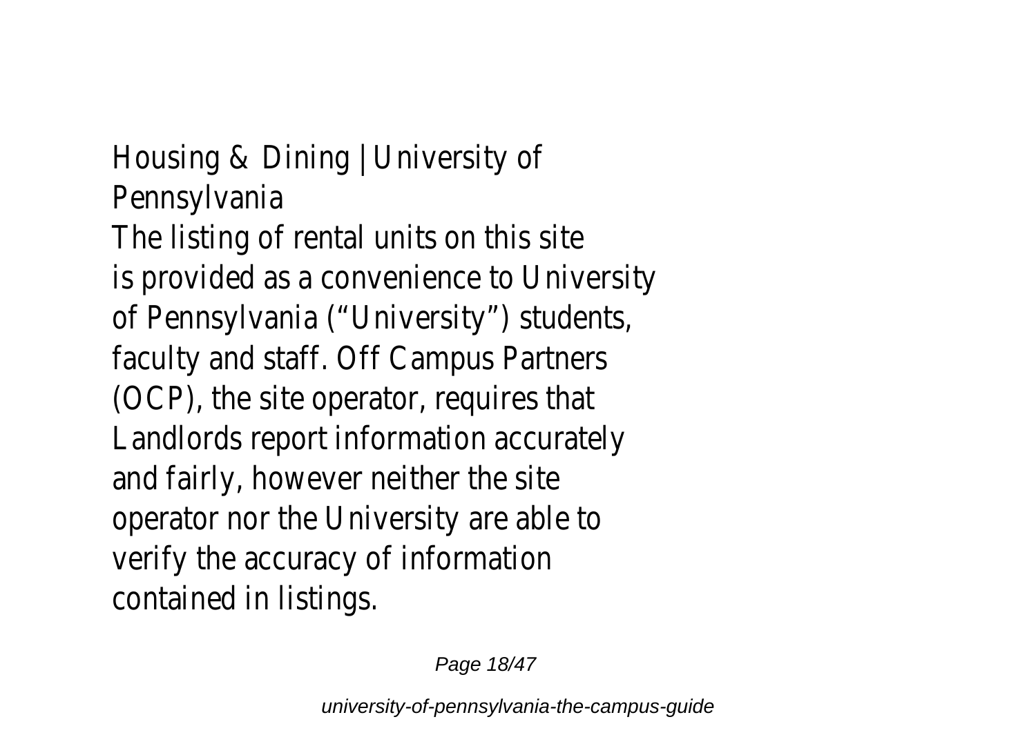Housing & Dining | University of Pennsylvania

The listing of rental units on this site is provided as a convenience to University of Pennsylvania ("University") students, faculty and staff. Off Campus Partners (OCP), the site operator, requires that Landlords report information accurately and fairly, however neither the site operator nor the University are able to verify the accuracy of information contained in listings.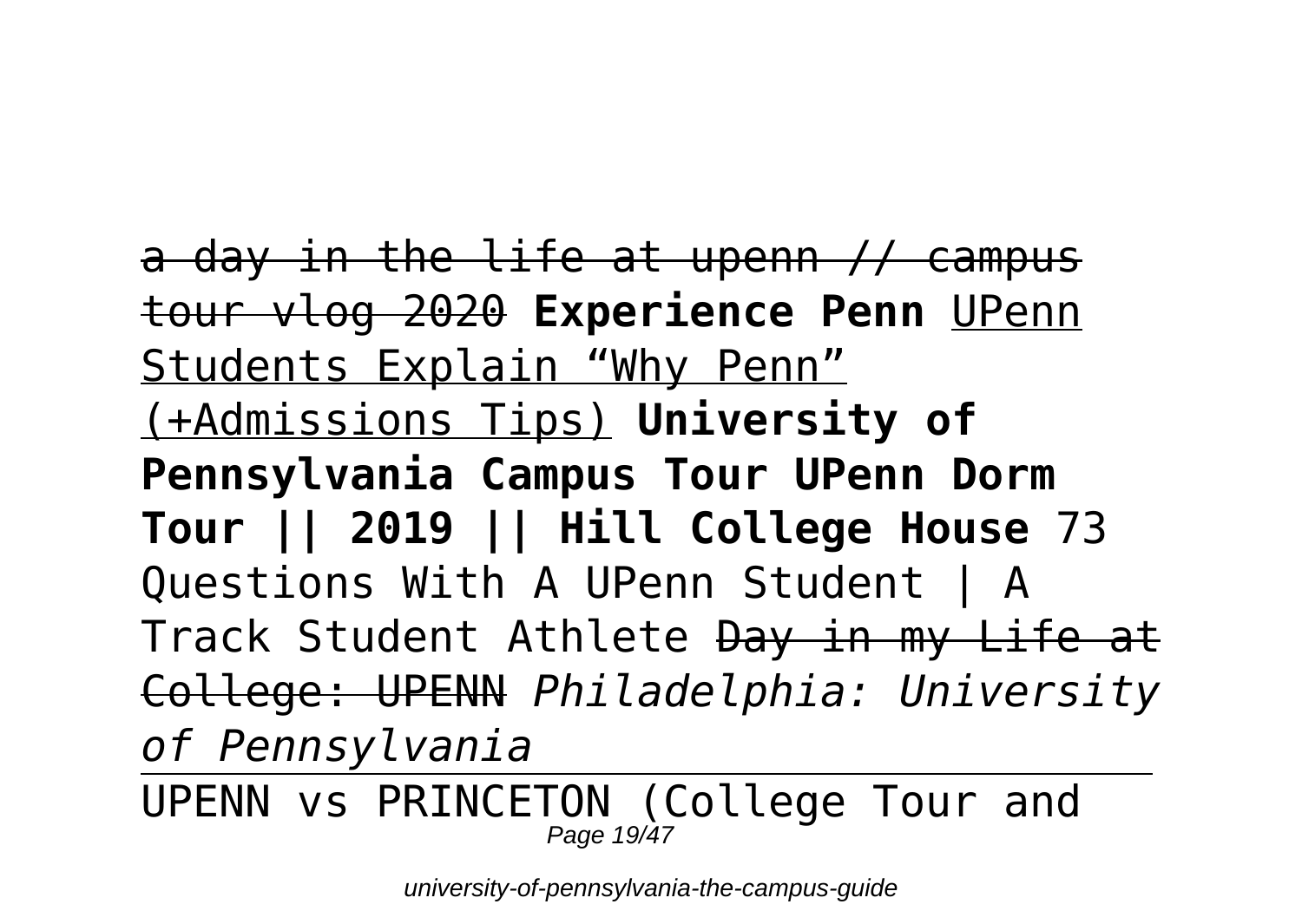~~a day in the life at upenn // campus tour vlog 2020~~ **Experience Penn** <u>UPenn Students Explain “Why Penn” (+Admissions Tips)</u> **University of Pennsylvania Campus Tour UPenn Dorm Tour || 2019 || Hill College House** 73 Questions With A UPenn Student | A Track Student Athlete ~~Day in my Life at College: UPENN~~ *Philadelphia: University of Pennsylvania*

---

UPENN vs PRINCETON (College Tour and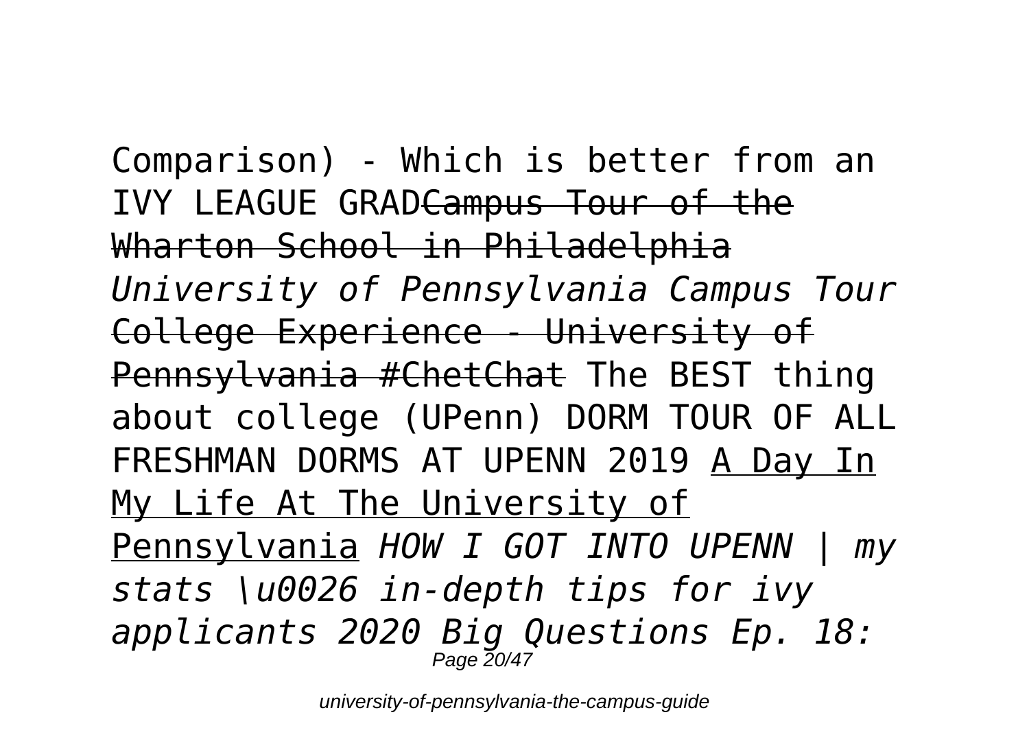Comparison) - Which is better from an IVY LEAGUE GRAD~~Campus Tour of the Wharton School in Philadelphia~~ *University of Pennsylvania Campus Tour* ~~College Experience - University of Pennsylvania #ChetChat~~ The BEST thing about college (UPenn) DORM TOUR OF ALL FRESHMAN DORMS AT UPENN 2019 <u>A Day In My Life At The University of Pennsylvania</u> *HOW I GOT INTO UPENN | my stats \u0026 in-depth tips for ivy applicants 2020 Big Questions Ep. 18:*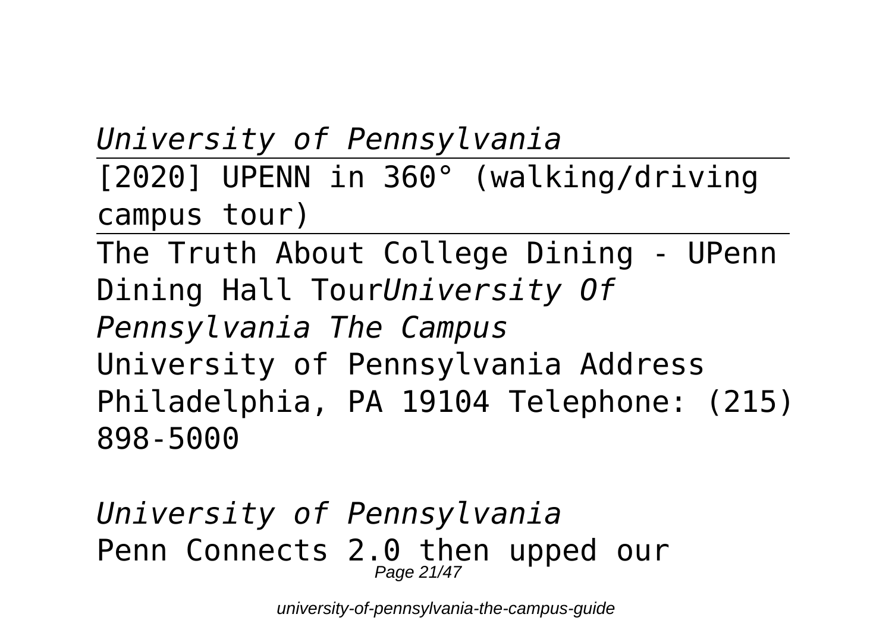*University of Pennsylvania*

[2020] UPENN in 360° (walking/driving campus tour)

The Truth About College Dining - UPenn Dining Hall Tour*University Of Pennsylvania The Campus*

University of Pennsylvania Address Philadelphia, PA 19104 Telephone: (215) 898-5000

*University of Pennsylvania*

Penn Connects 2.0 then upped our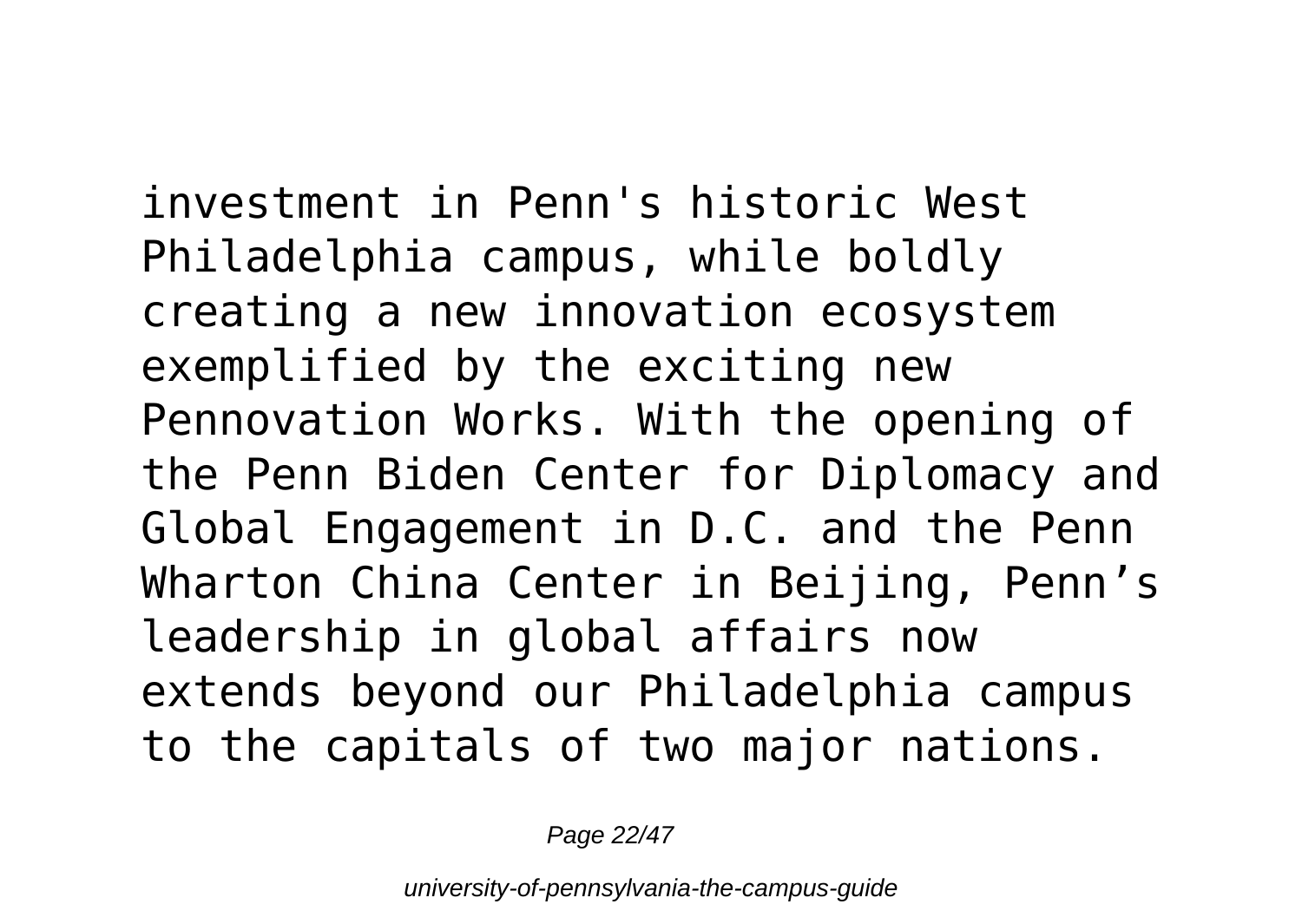investment in Penn's historic West Philadelphia campus, while boldly creating a new innovation ecosystem exemplified by the exciting new Pennovation Works. With the opening of the Penn Biden Center for Diplomacy and Global Engagement in D.C. and the Penn Wharton China Center in Beijing, Penn’s leadership in global affairs now extends beyond our Philadelphia campus to the capitals of two major nations.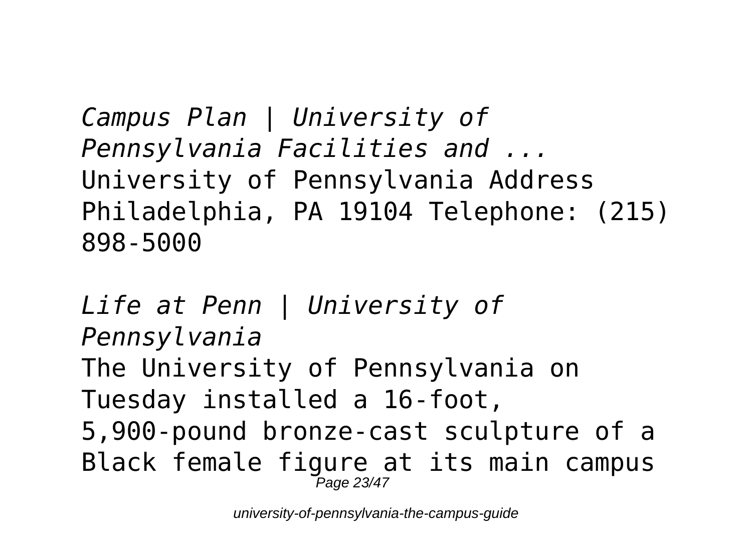*Campus Plan | University of Pennsylvania Facilities and ...*
University of Pennsylvania Address Philadelphia, PA 19104 Telephone: (215) 898-5000

*Life at Penn | University of Pennsylvania*
The University of Pennsylvania on Tuesday installed a 16-foot, 5,900-pound bronze-cast sculpture of a Black female figure at its main campus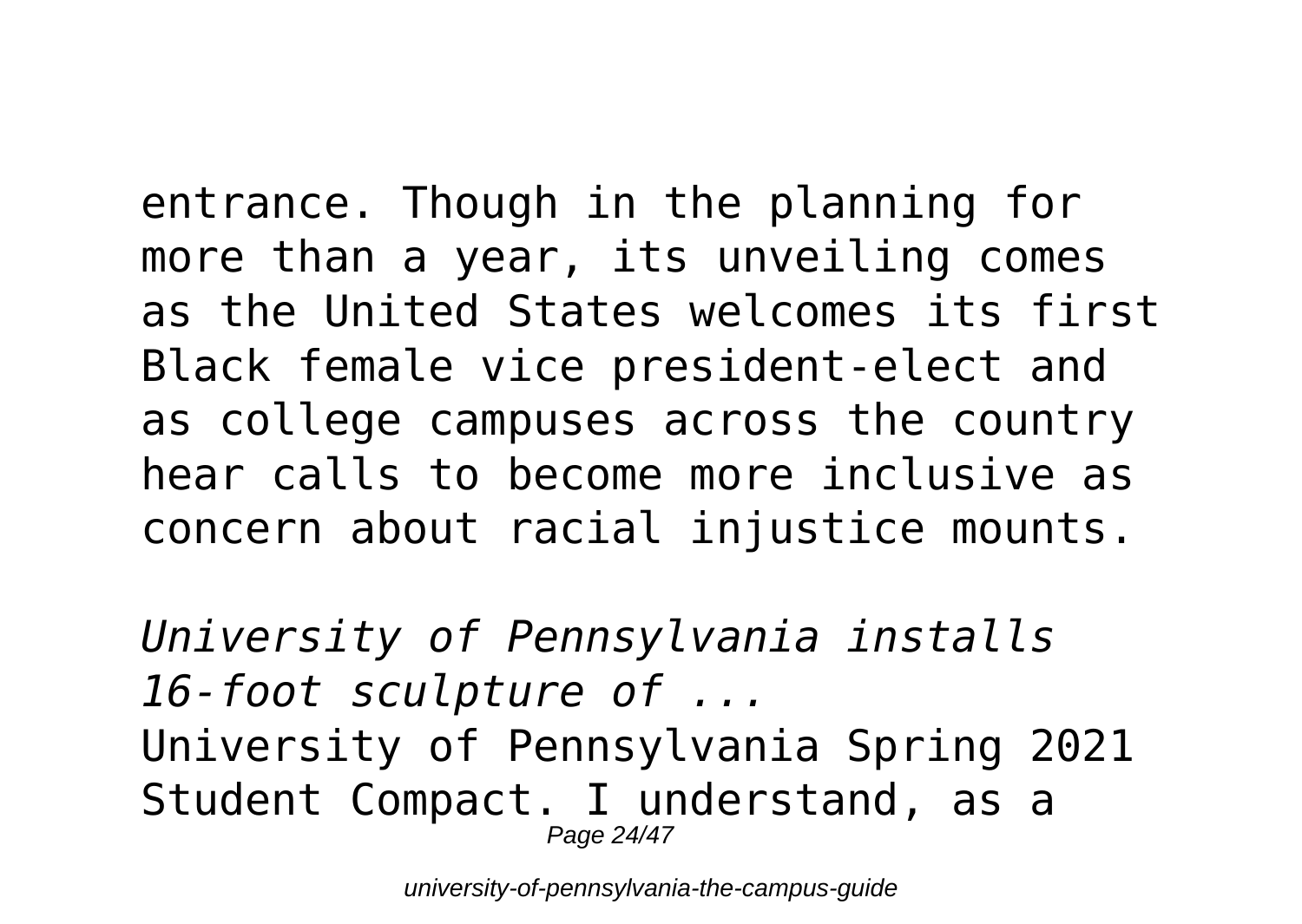entrance. Though in the planning for more than a year, its unveiling comes as the United States welcomes its first Black female vice president-elect and as college campuses across the country hear calls to become more inclusive as concern about racial injustice mounts.

*University of Pennsylvania installs 16-foot sculpture of ...*

University of Pennsylvania Spring 2021 Student Compact. I understand, as a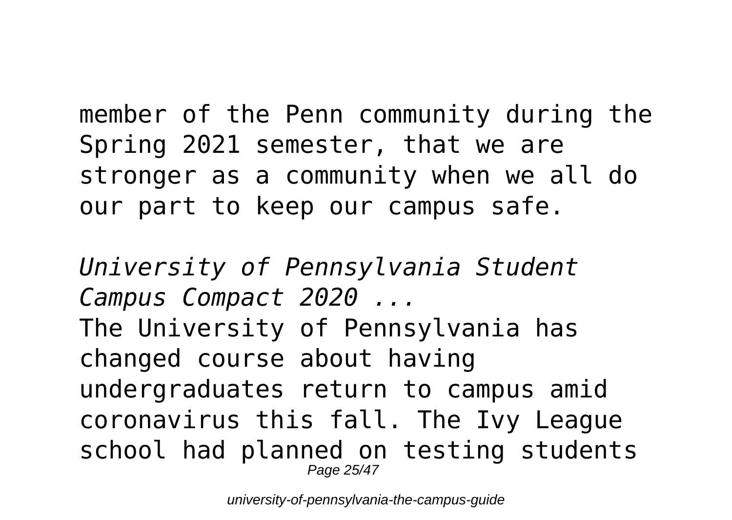member of the Penn community during the Spring 2021 semester, that we are stronger as a community when we all do our part to keep our campus safe.

*University of Pennsylvania Student Campus Compact 2020 ...*

The University of Pennsylvania has changed course about having undergraduates return to campus amid coronavirus this fall. The Ivy League school had planned on testing students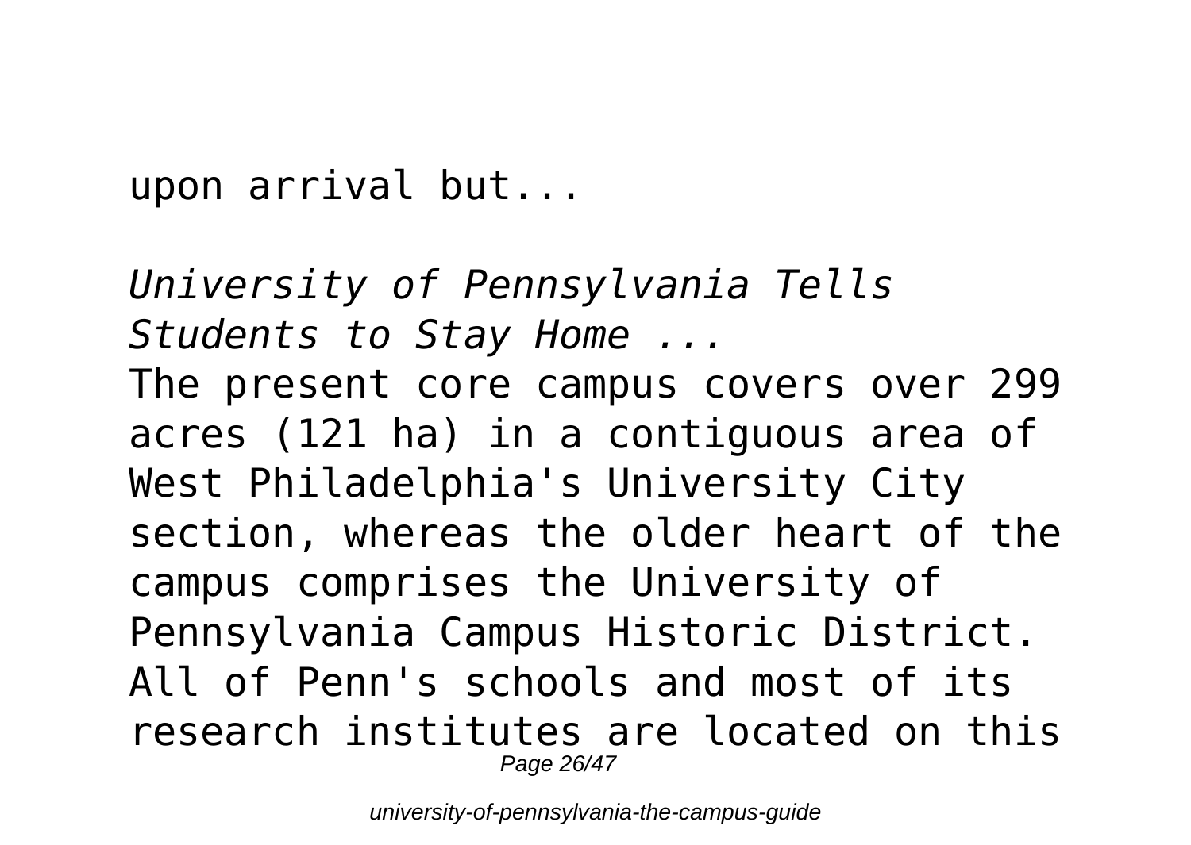upon arrival but...

*University of Pennsylvania Tells Students to Stay Home ...*

The present core campus covers over 299 acres (121 ha) in a contiguous area of West Philadelphia's University City section, whereas the older heart of the campus comprises the University of Pennsylvania Campus Historic District. All of Penn's schools and most of its research institutes are located on this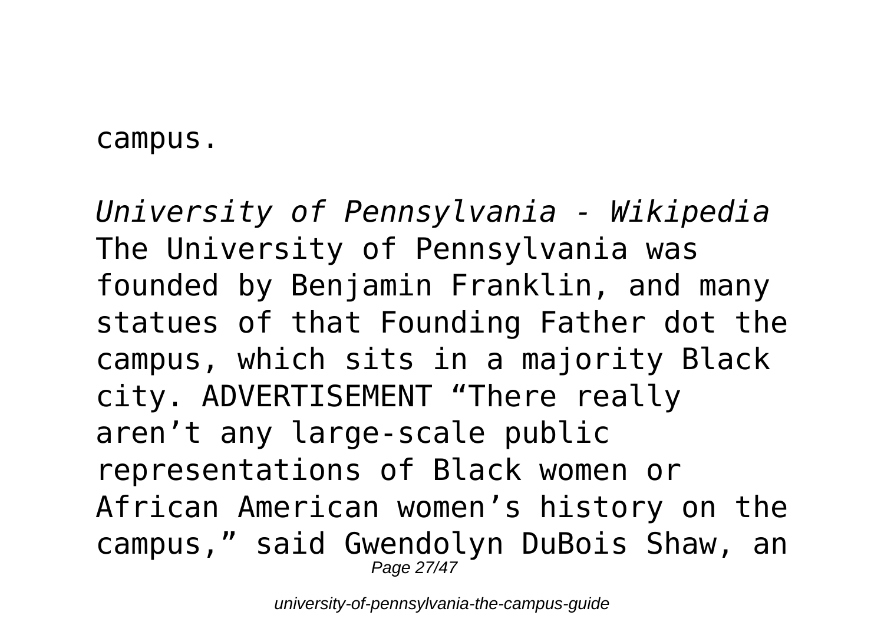campus.

*University of Pennsylvania - Wikipedia*

The University of Pennsylvania was founded by Benjamin Franklin, and many statues of that Founding Father dot the campus, which sits in a majority Black city. ADVERTISEMENT “There really aren’t any large-scale public representations of Black women or African American women’s history on the campus,” said Gwendolyn DuBois Shaw, an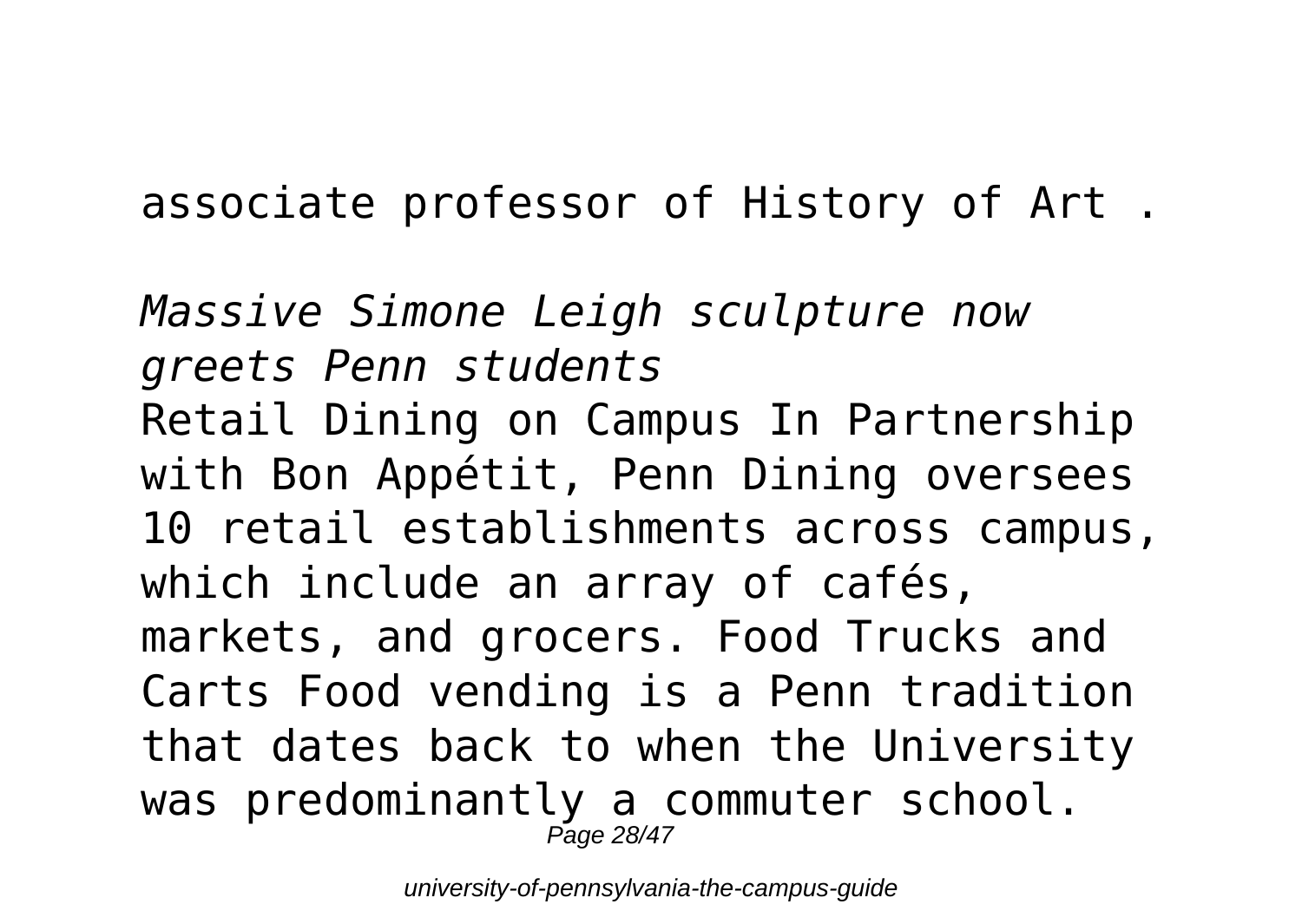associate professor of History of Art .

*Massive Simone Leigh sculpture now greets Penn students*

Retail Dining on Campus In Partnership with Bon Appétit, Penn Dining oversees 10 retail establishments across campus, which include an array of cafés, markets, and grocers. Food Trucks and Carts Food vending is a Penn tradition that dates back to when the University was predominantly a commuter school.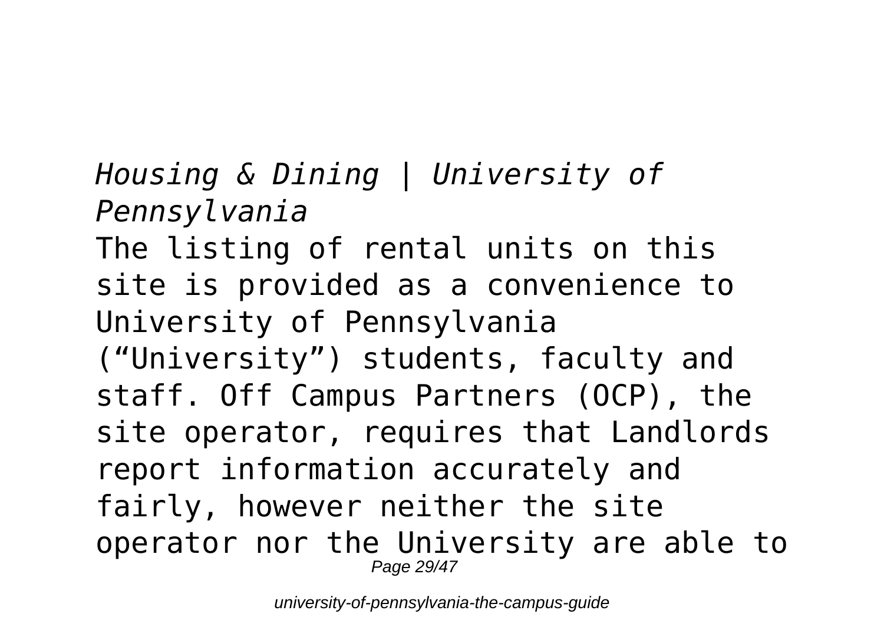*Housing & Dining | University of Pennsylvania*

The listing of rental units on this site is provided as a convenience to University of Pennsylvania ("University") students, faculty and staff. Off Campus Partners (OCP), the site operator, requires that Landlords report information accurately and fairly, however neither the site operator nor the University are able to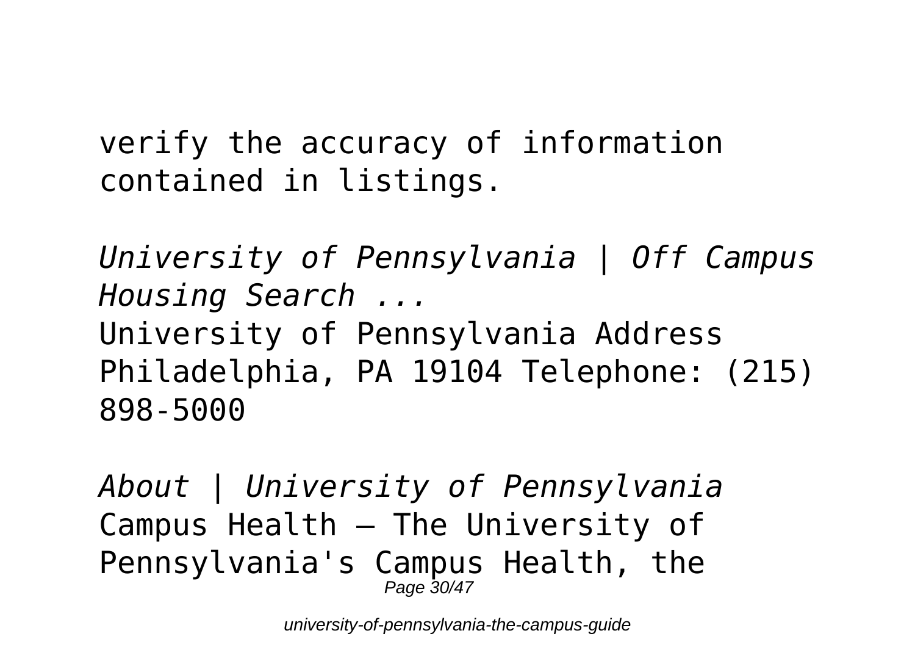verify the accuracy of information contained in listings.

*University of Pennsylvania | Off Campus Housing Search ...*

University of Pennsylvania Address Philadelphia, PA 19104 Telephone: (215) 898-5000

*About | University of Pennsylvania*

Campus Health – The University of Pennsylvania's Campus Health, the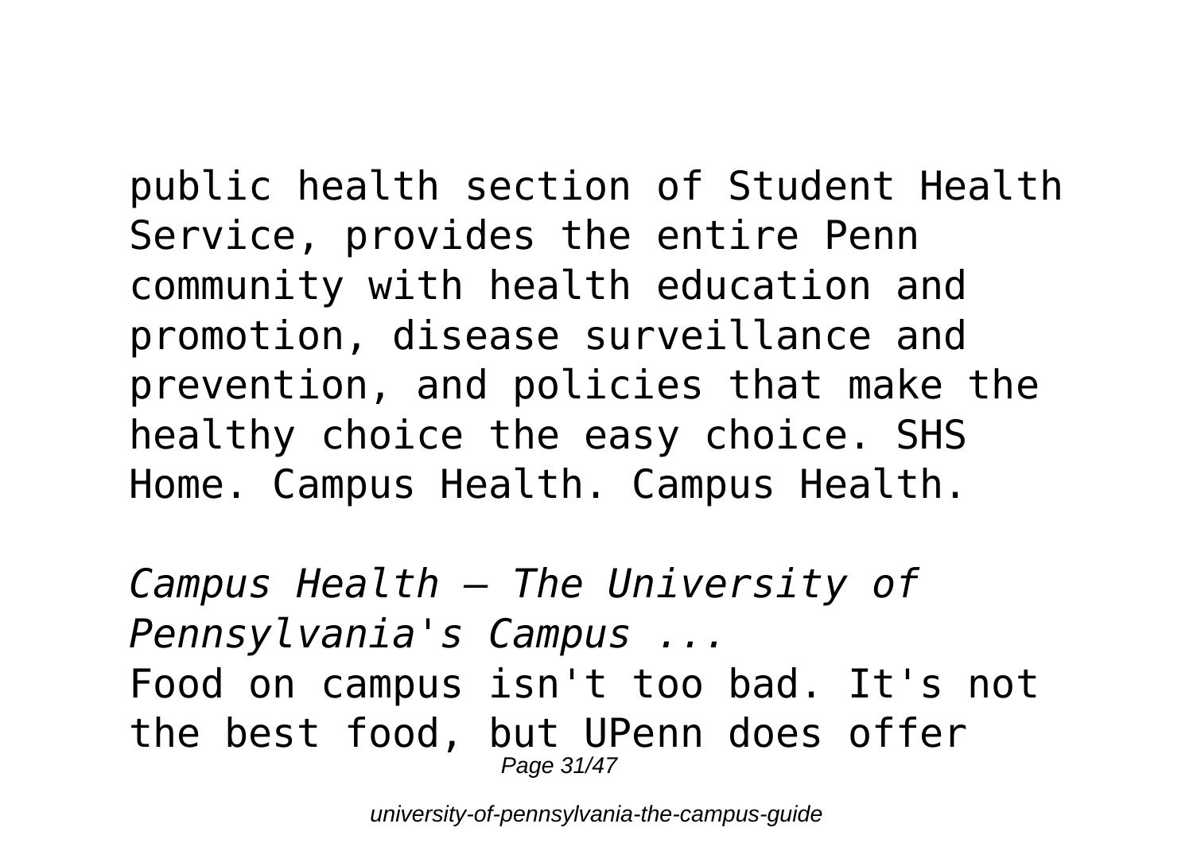public health section of Student Health Service, provides the entire Penn community with health education and promotion, disease surveillance and prevention, and policies that make the healthy choice the easy choice. SHS Home. Campus Health. Campus Health.

*Campus Health – The University of Pennsylvania's Campus ...*

Food on campus isn't too bad. It's not the best food, but UPenn does offer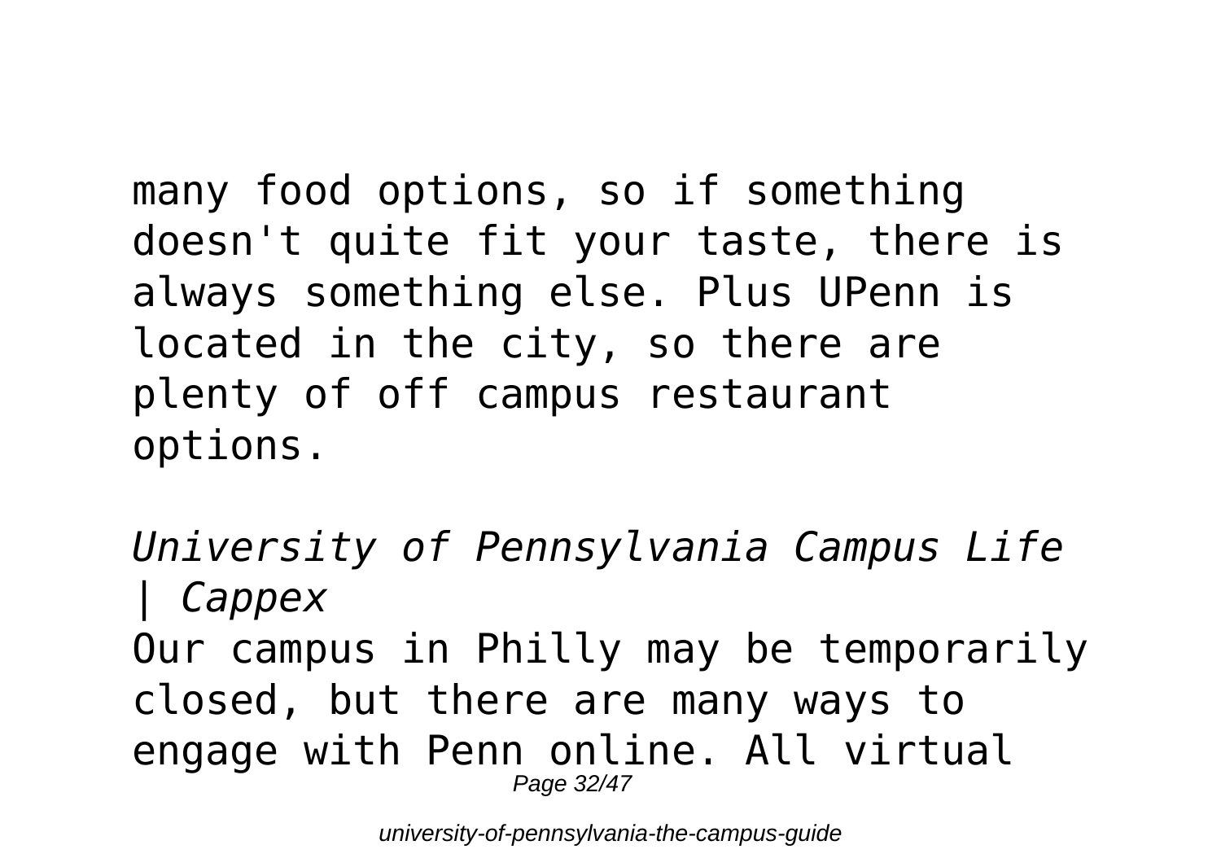many food options, so if something doesn't quite fit your taste, there is always something else. Plus UPenn is located in the city, so there are plenty of off campus restaurant options.

*University of Pennsylvania Campus Life | Cappex*

Our campus in Philly may be temporarily closed, but there are many ways to engage with Penn online. All virtual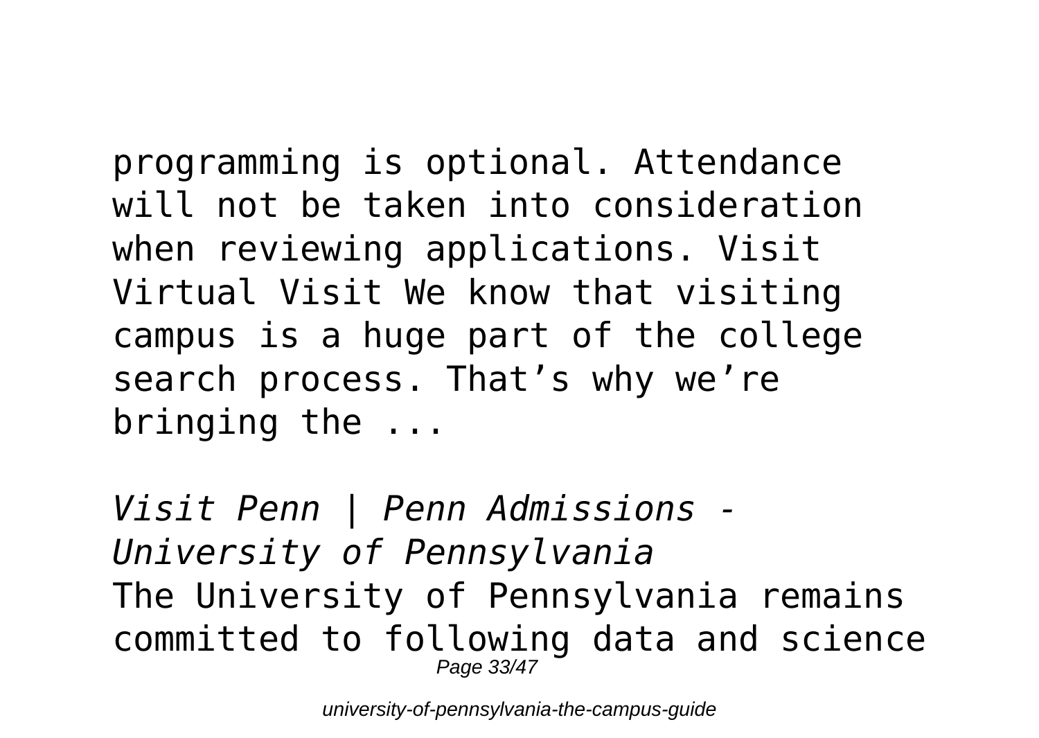programming is optional. Attendance will not be taken into consideration when reviewing applications. Visit Virtual Visit We know that visiting campus is a huge part of the college search process. That’s why we’re bringing the ...

*Visit Penn | Penn Admissions - University of Pennsylvania*

The University of Pennsylvania remains committed to following data and science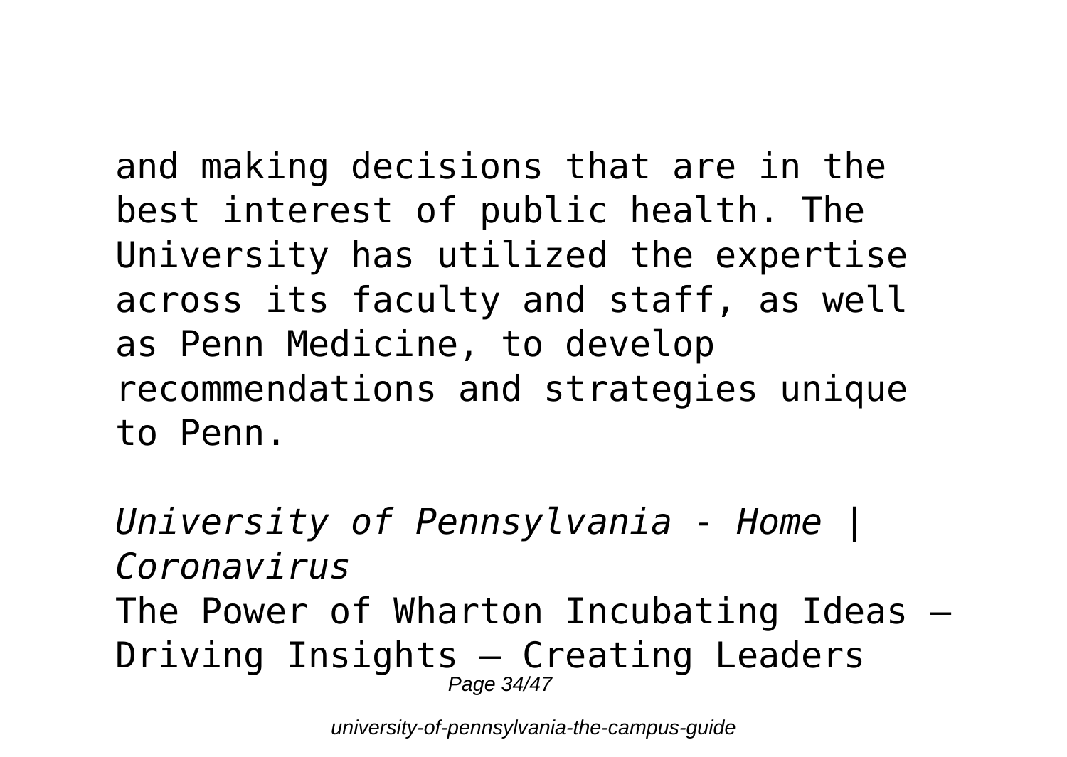and making decisions that are in the best interest of public health. The University has utilized the expertise across its faculty and staff, as well as Penn Medicine, to develop recommendations and strategies unique to Penn.

*University of Pennsylvania - Home | Coronavirus*

The Power of Wharton Incubating Ideas – Driving Insights – Creating Leaders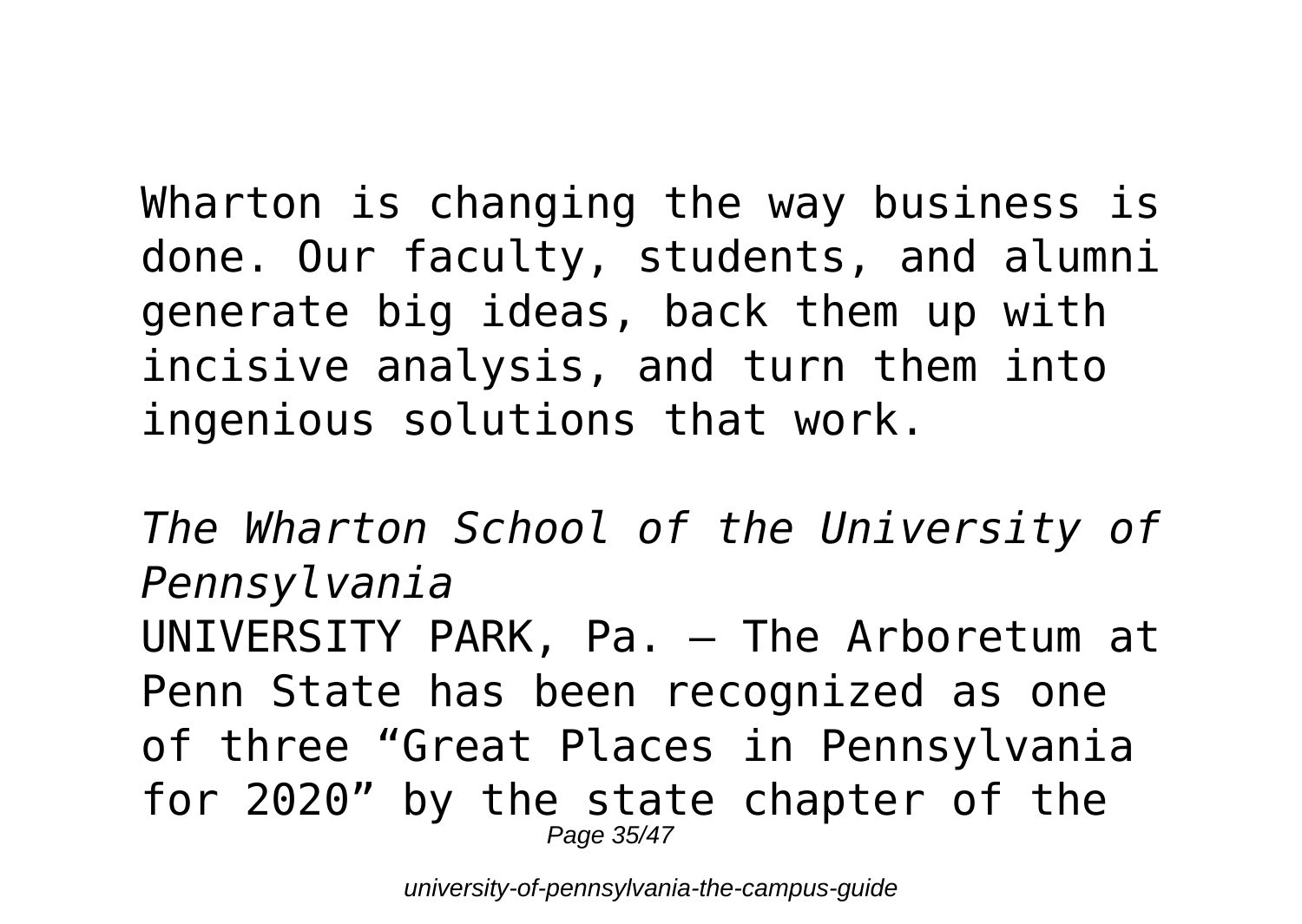Wharton is changing the way business is done. Our faculty, students, and alumni generate big ideas, back them up with incisive analysis, and turn them into ingenious solutions that work.

*The Wharton School of the University of Pennsylvania*

UNIVERSITY PARK, Pa. — The Arboretum at Penn State has been recognized as one of three “Great Places in Pennsylvania for 2020” by the state chapter of the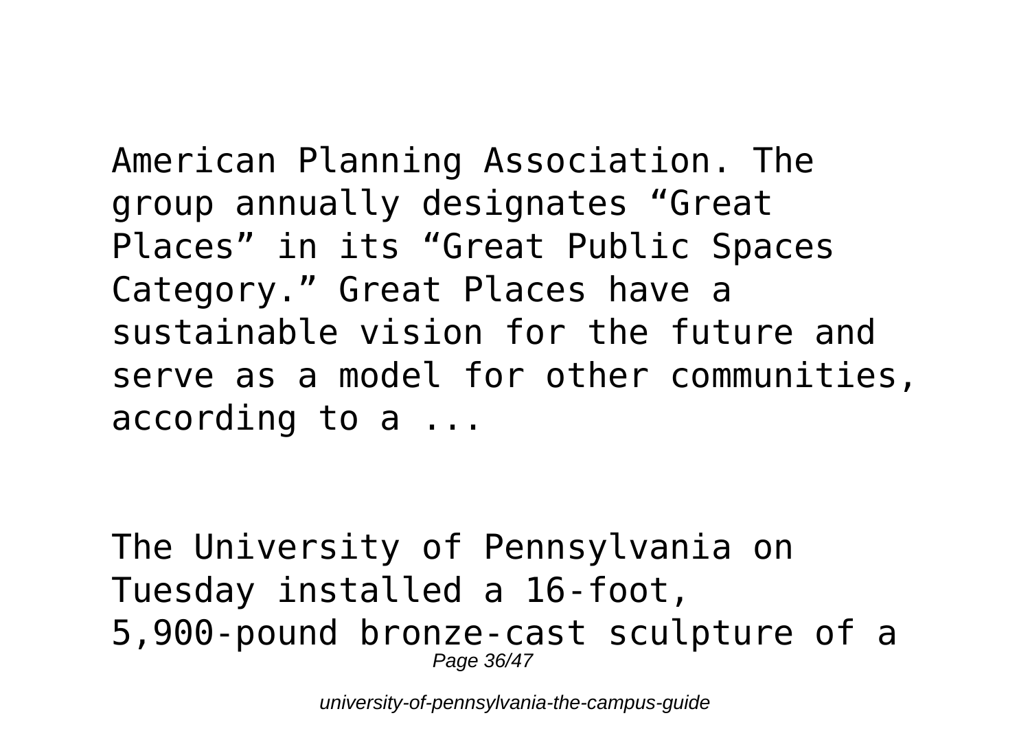American Planning Association. The group annually designates “Great Places” in its “Great Public Spaces Category.” Great Places have a sustainable vision for the future and serve as a model for other communities, according to a ...

The University of Pennsylvania on Tuesday installed a 16-foot, 5,900-pound bronze-cast sculpture of a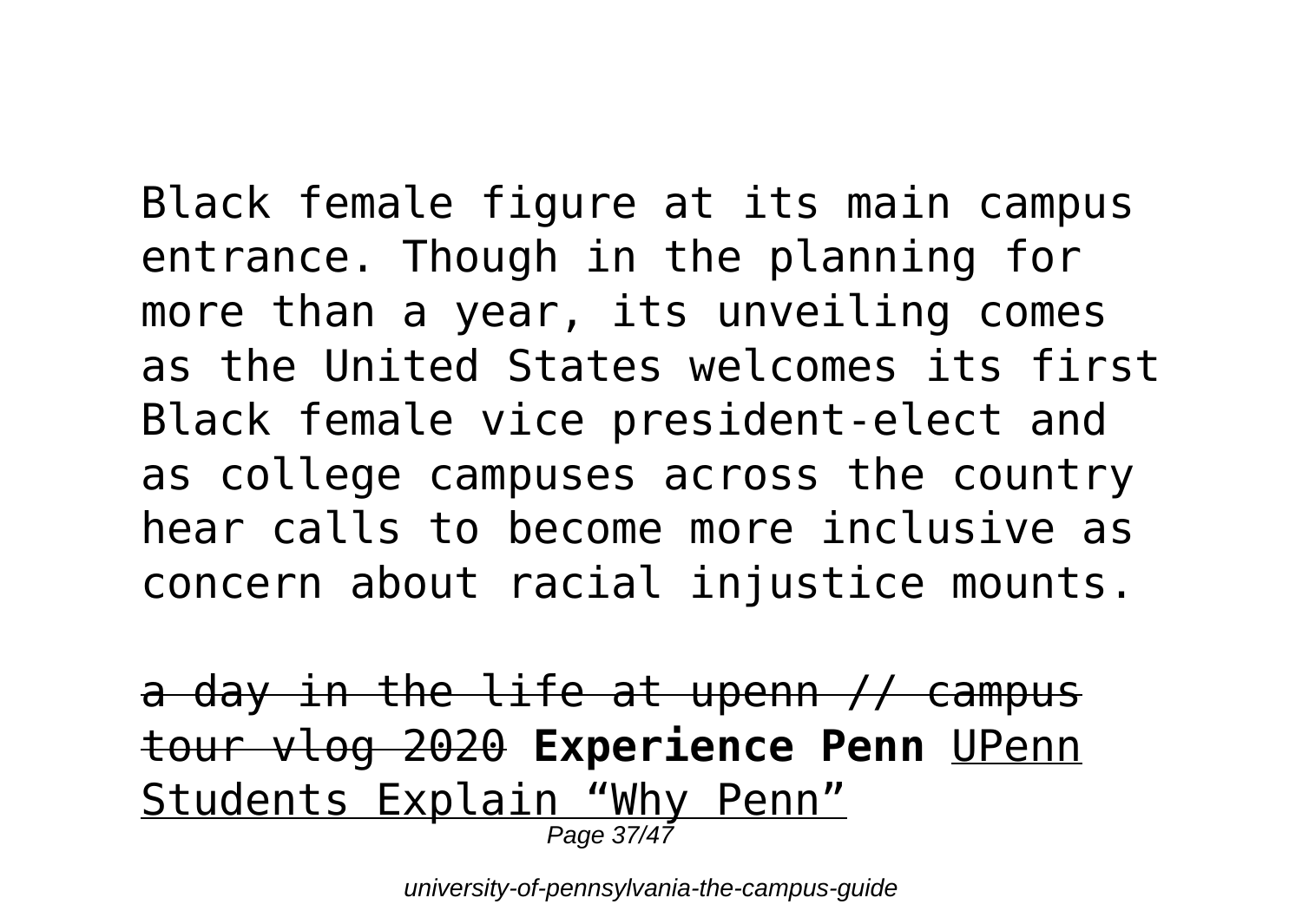Black female figure at its main campus entrance. Though in the planning for more than a year, its unveiling comes as the United States welcomes its first Black female vice president-elect and as college campuses across the country hear calls to become more inclusive as concern about racial injustice mounts.

~~a day in the life at upenn // campus tour vlog 2020~~ **Experience Penn** UPenn Students Explain “Why Penn”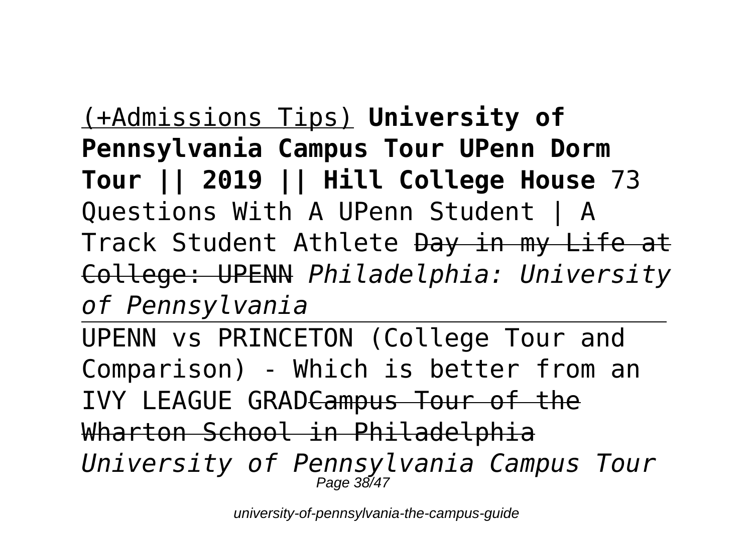(+Admissions Tips) **University of Pennsylvania Campus Tour UPenn Dorm Tour || 2019 || Hill College House** 73 Questions With A UPenn Student | A Track Student Athlete ~~Day in my Life at College: UPENN~~ *Philadelphia: University of Pennsylvania*

---

UPENN vs PRINCETON (College Tour and Comparison) - Which is better from an IVY LEAGUE GRAD~~Campus Tour of the Wharton School in Philadelphia~~ *University of Pennsylvania Campus Tour*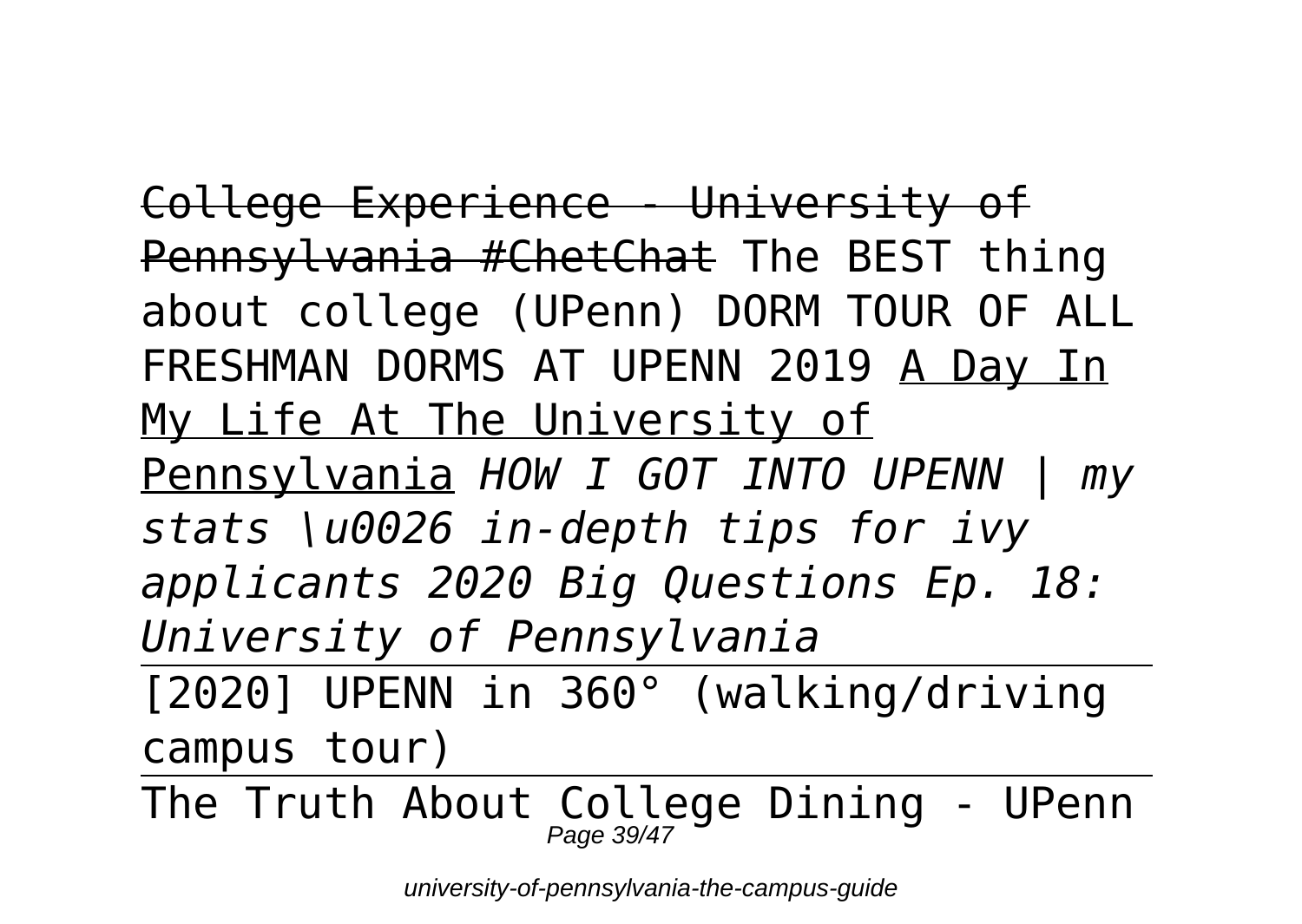~~College Experience - University of Pennsylvania #ChetChat~~ The BEST thing about college (UPenn) DORM TOUR OF ALL FRESHMAN DORMS AT UPENN 2019 <u>A Day In My Life At The University of Pennsylvania</u> *HOW I GOT INTO UPENN | my stats \u0026 in-depth tips for ivy applicants 2020 Big Questions Ep. 18: University of Pennsylvania*

---

[2020] UPENN in 360° (walking/driving campus tour)

---

The Truth About College Dining - UPenn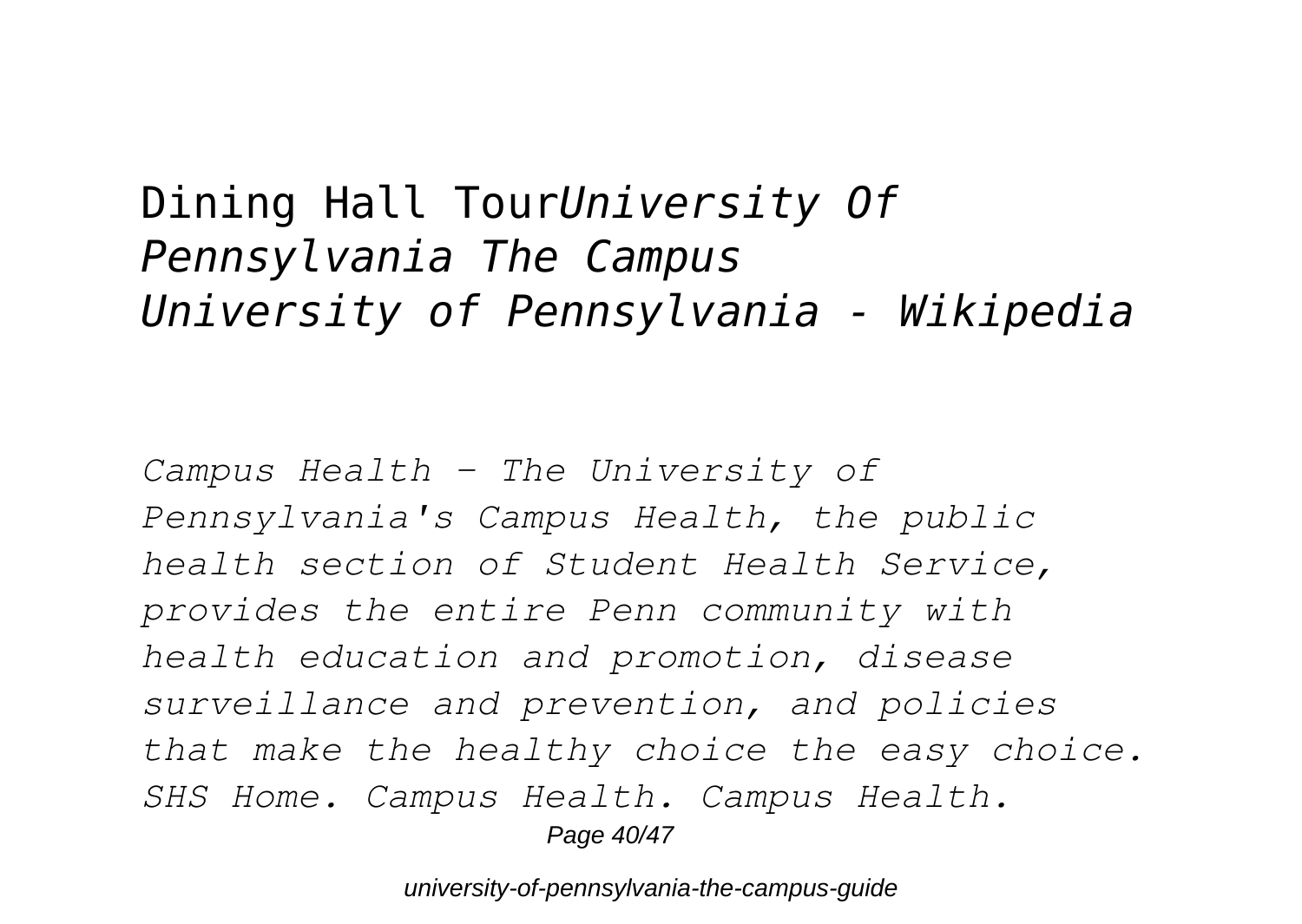## Dining Hall Tour*University Of Pennsylvania The Campus University of Pennsylvania - Wikipedia*

*Campus Health - The University of Pennsylvania's Campus Health, the public health section of Student Health Service, provides the entire Penn community with health education and promotion, disease surveillance and prevention, and policies that make the healthy choice the easy choice. SHS Home. Campus Health. Campus Health.*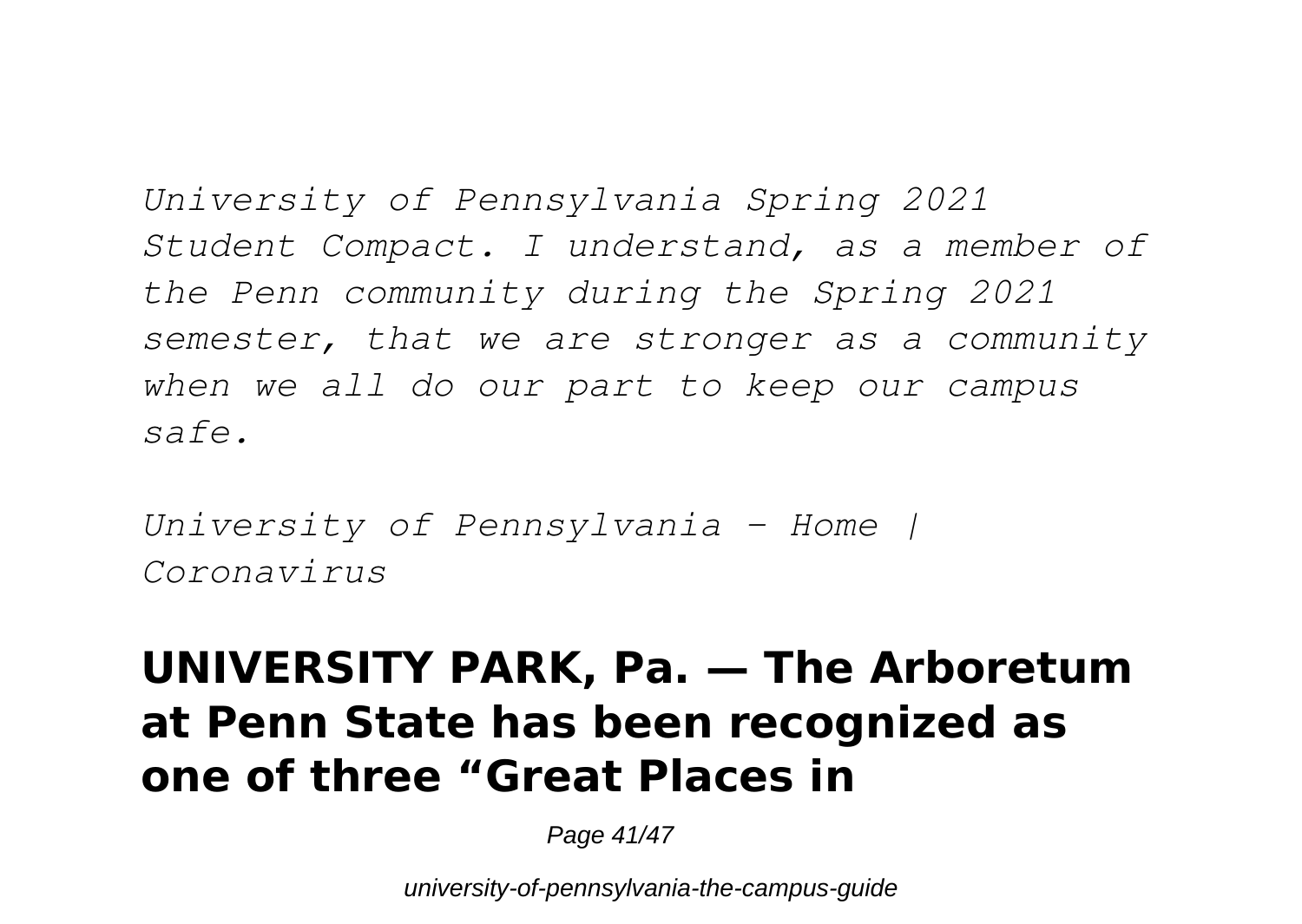*University of Pennsylvania Spring 2021 Student Compact. I understand, as a member of the Penn community during the Spring 2021 semester, that we are stronger as a community when we all do our part to keep our campus safe.*

*University of Pennsylvania - Home | Coronavirus*

## UNIVERSITY PARK, Pa. — The Arboretum at Penn State has been recognized as one of three “Great Places in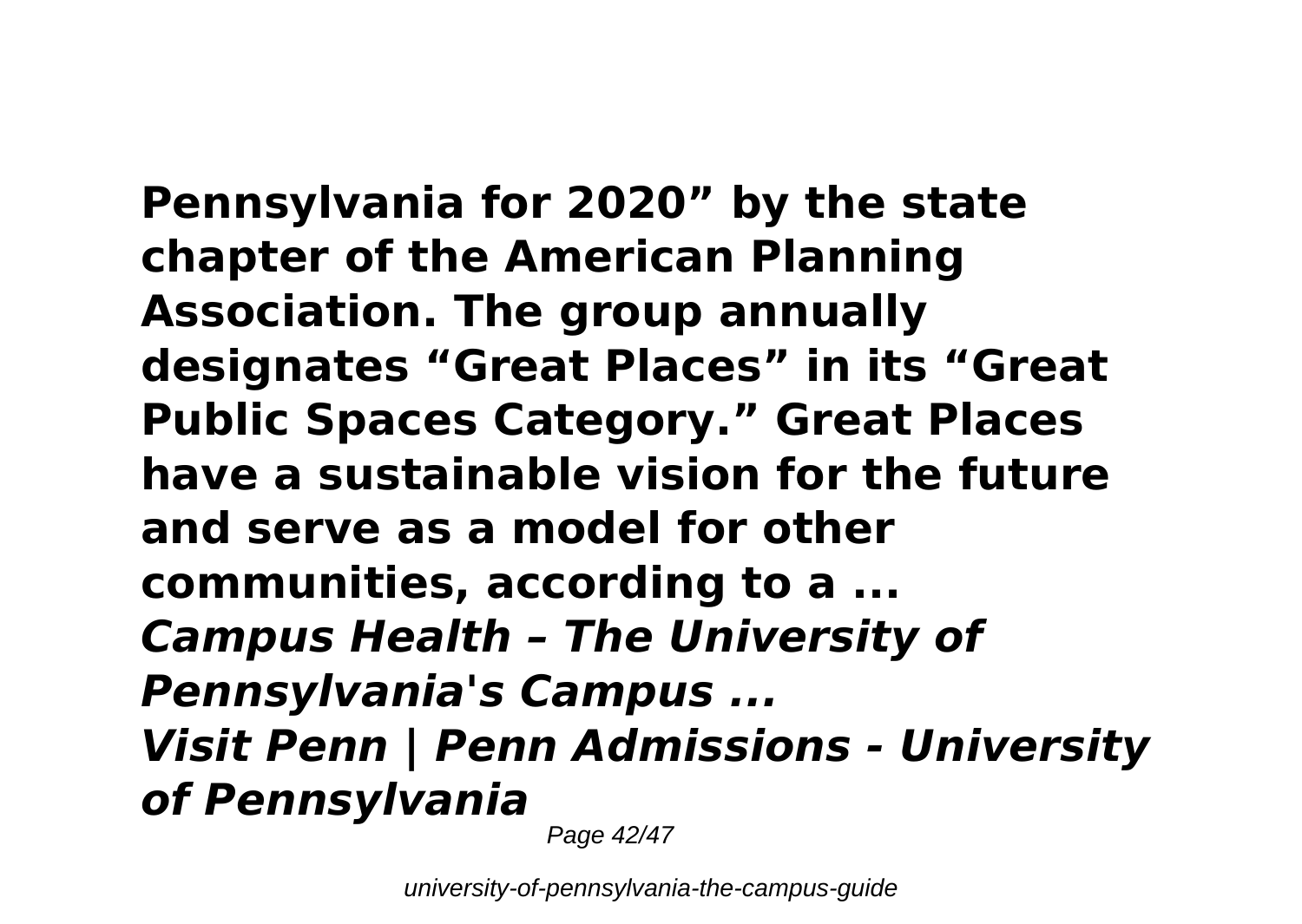**Pennsylvania for 2020" by the state chapter of the American Planning Association. The group annually designates "Great Places" in its "Great Public Spaces Category." Great Places have a sustainable vision for the future and serve as a model for other communities, according to a ...**

***Campus Health – The University of Pennsylvania's Campus ...***

***Visit Penn | Penn Admissions - University of Pennsylvania***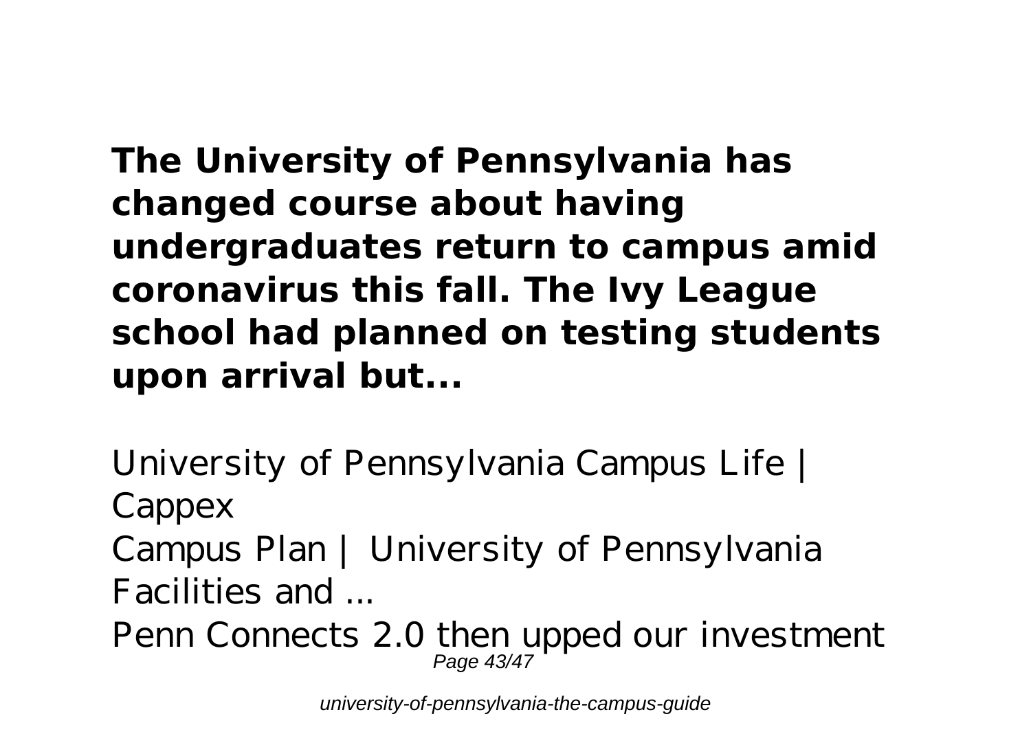**The University of Pennsylvania has changed course about having undergraduates return to campus amid coronavirus this fall. The Ivy League school had planned on testing students upon arrival but...**

University of Pennsylvania Campus Life | Cappex

Campus Plan | University of Pennsylvania Facilities and ...

Penn Connects 2.0 then upped our investment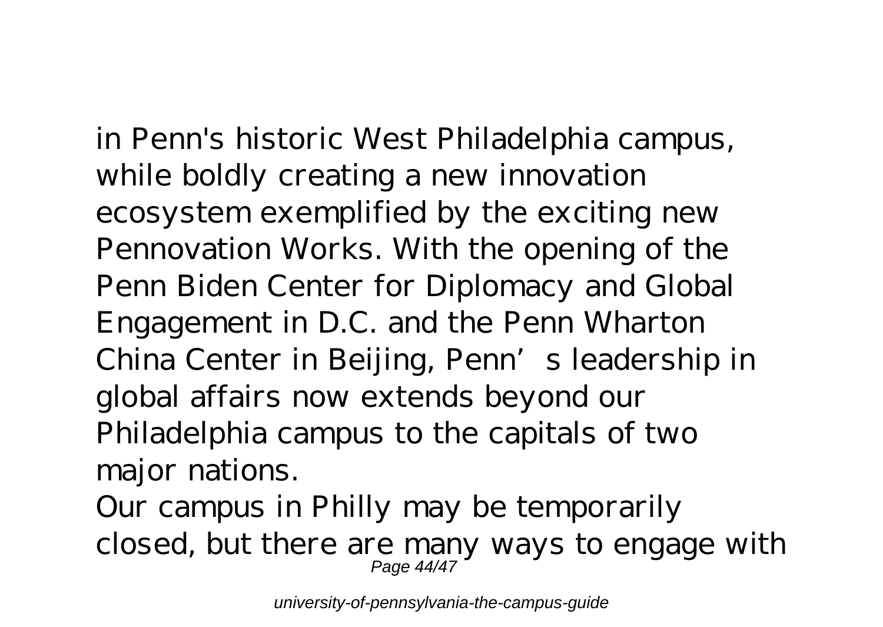in Penn's historic West Philadelphia campus, while boldly creating a new innovation ecosystem exemplified by the exciting new Pennovation Works. With the opening of the Penn Biden Center for Diplomacy and Global Engagement in D.C. and the Penn Wharton China Center in Beijing, Penn's leadership in global affairs now extends beyond our Philadelphia campus to the capitals of two major nations.

Our campus in Philly may be temporarily closed, but there are many ways to engage with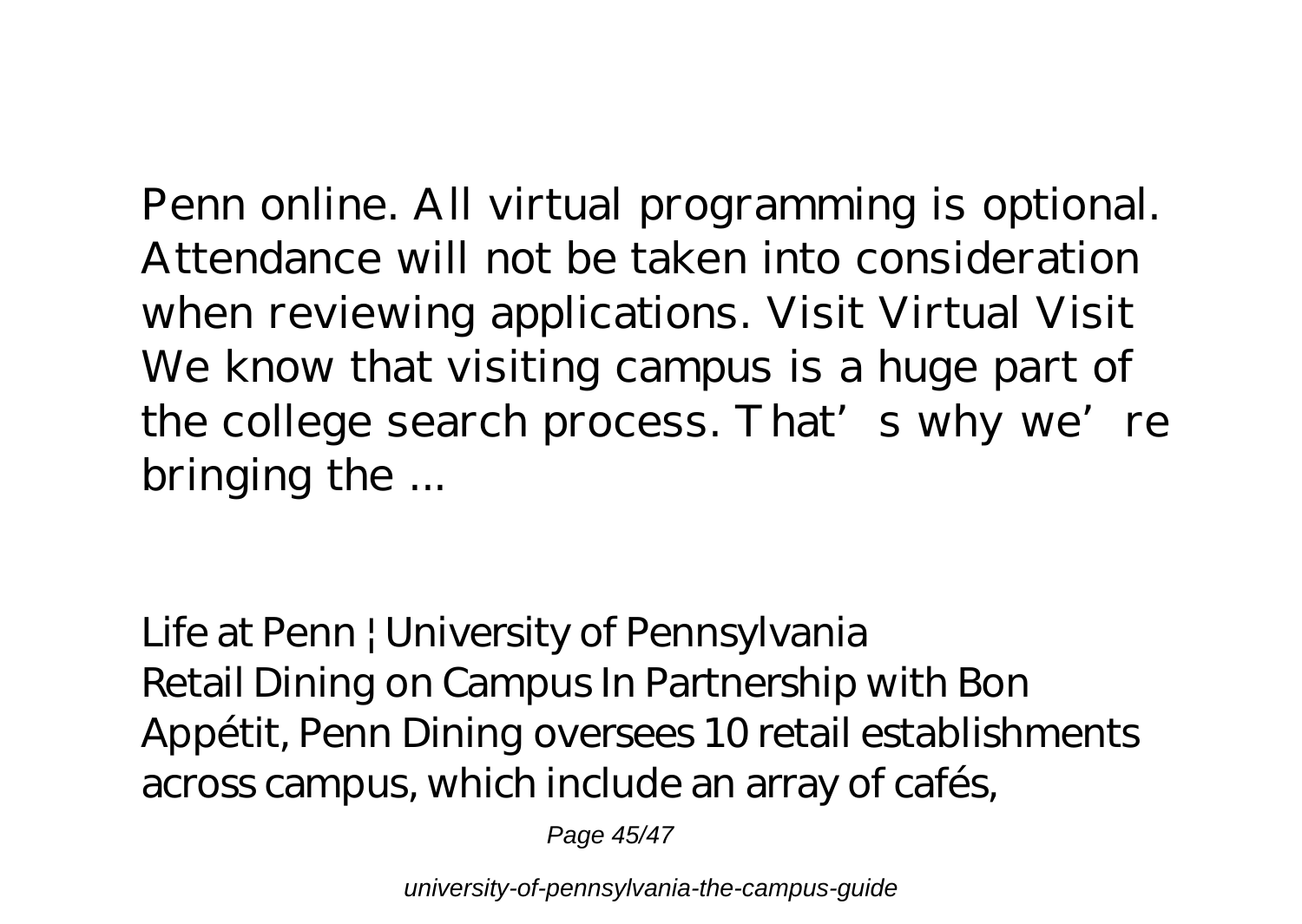Penn online. All virtual programming is optional. Attendance will not be taken into consideration when reviewing applications. Visit Virtual Visit We know that visiting campus is a huge part of the college search process. That's why we're bringing the ...

*Life at Penn | University of Pennsylvania*

Retail Dining on Campus In Partnership with Bon Appétit, Penn Dining oversees 10 retail establishments across campus, which include an array of cafés,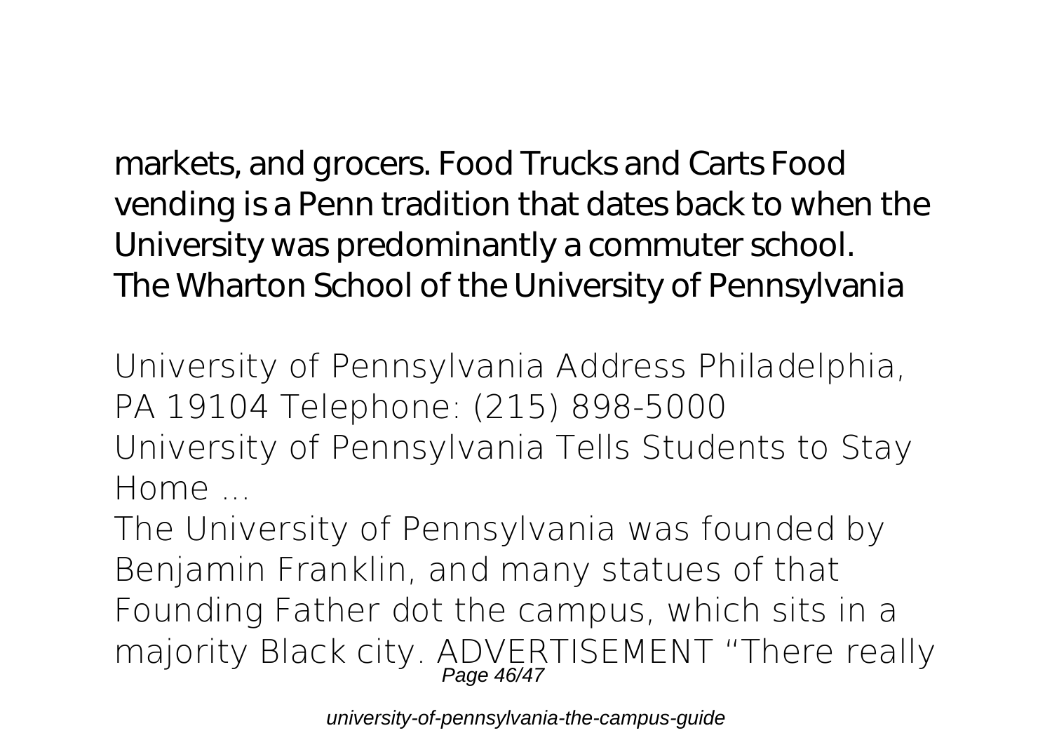markets, and grocers. Food Trucks and Carts Food vending is a Penn tradition that dates back to when the University was predominantly a commuter school.
The Wharton School of the University of Pennsylvania

University of Pennsylvania Address Philadelphia, PA 19104 Telephone: (215) 898-5000
University of Pennsylvania Tells Students to Stay Home ...
The University of Pennsylvania was founded by Benjamin Franklin, and many statues of that Founding Father dot the campus, which sits in a majority Black city. ADVERTISEMENT "There really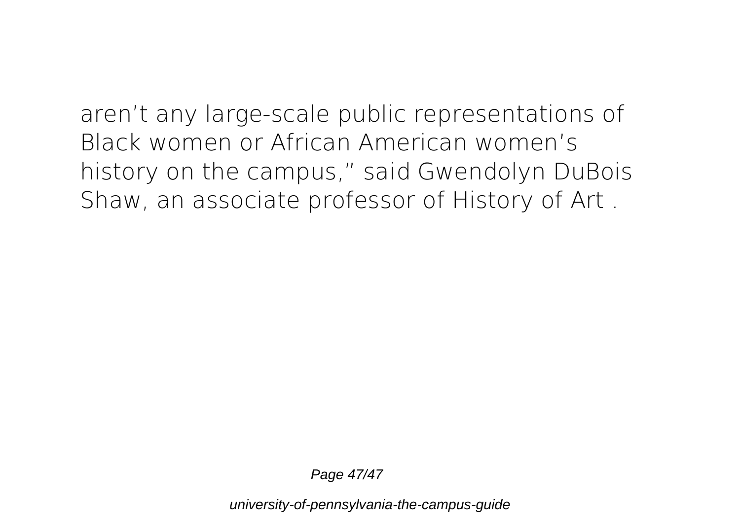aren't any large-scale public representations of Black women or African American women's history on the campus," said Gwendolyn DuBois Shaw, an associate professor of History of Art .